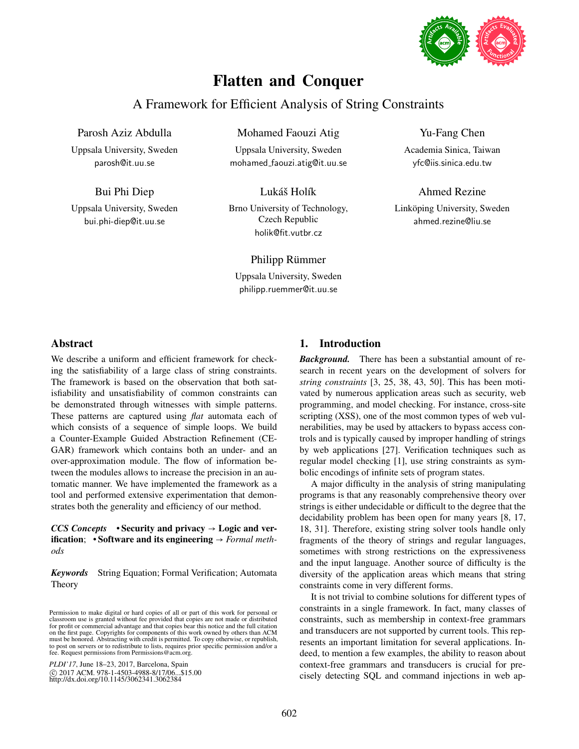# Flatten and Conquer

## A Framework for Efficient Analysis of String Constraints

Parosh Aziz Abdulla
Uppsala University, Sweden
parosh@it.uu.se

Mohamed Faouzi Atig
Uppsala University, Sweden
mohamed_faouzi.atig@it.uu.se

Yu-Fang Chen
Academia Sinica, Taiwan
yfc@iis.sinica.edu.tw

Bui Phi Diep
Uppsala University, Sweden
bui.phi-diep@it.uu.se

Lukáš Holík
Brno University of Technology, Czech Republic
holik@fit.vutbr.cz

Ahmed Rezine
Linköping University, Sweden
ahmed.rezine@liu.se

Philipp Rümmer
Uppsala University, Sweden
philipp.ruemmer@it.uu.se

## Abstract

We describe a uniform and efficient framework for checking the satisfiability of a large class of string constraints. The framework is based on the observation that both satisfiability and unsatisfiability of common constraints can be demonstrated through witnesses with simple patterns. These patterns are captured using *flat* automata each of which consists of a sequence of simple loops. We build a Counter-Example Guided Abstraction Refinement (CEGAR) framework which contains both an under- and an over-approximation module. The flow of information between the modules allows to increase the precision in an automatic manner. We have implemented the framework as a tool and performed extensive experimentation that demonstrates both the generality and efficiency of our method.

***CCS Concepts*** • **Security and privacy** → **Logic and verification**; • **Software and its engineering** → *Formal methods*

***Keywords*** String Equation; Formal Verification; Automata Theory

Permission to make digital or hard copies of all or part of this work for personal or classroom use is granted without fee provided that copies are not made or distributed for profit or commercial advantage and that copies bear this notice and the full citation on the first page. Copyrights for components of this work owned by others than ACM must be honored. Abstracting with credit is permitted. To copy otherwise, or republish, to post on servers or to redistribute to lists, requires prior specific permission and/or a fee. Request permissions from Permissions@acm.org.

*PLDI'17*, June 18–23, 2017, Barcelona, Spain
© 2017 ACM. 978-1-4503-4988-8/17/06...$15.00
http://dx.doi.org/10.1145/3062341.3062384

## 1. Introduction

***Background.*** There has been a substantial amount of research in recent years on the development of solvers for *string constraints* [3, 25, 38, 43, 50]. This has been motivated by numerous application areas such as security, web programming, and model checking. For instance, cross-site scripting (XSS), one of the most common types of web vulnerabilities, may be used by attackers to bypass access controls and is typically caused by improper handling of strings by web applications [27]. Verification techniques such as regular model checking [1], use string constraints as symbolic encodings of infinite sets of program states.

A major difficulty in the analysis of string manipulating programs is that any reasonably comprehensive theory over strings is either undecidable or difficult to the degree that the decidability problem has been open for many years [8, 17, 18, 31]. Therefore, existing string solver tools handle only fragments of the theory of strings and regular languages, sometimes with strong restrictions on the expressiveness and the input language. Another source of difficulty is the diversity of the application areas which means that string constraints come in very different forms.

It is not trivial to combine solutions for different types of constraints in a single framework. In fact, many classes of constraints, such as membership in context-free grammars and transducers are not supported by current tools. This represents an important limitation for several applications. Indeed, to mention a few examples, the ability to reason about context-free grammars and transducers is crucial for precisely detecting SQL and command injections in web ap-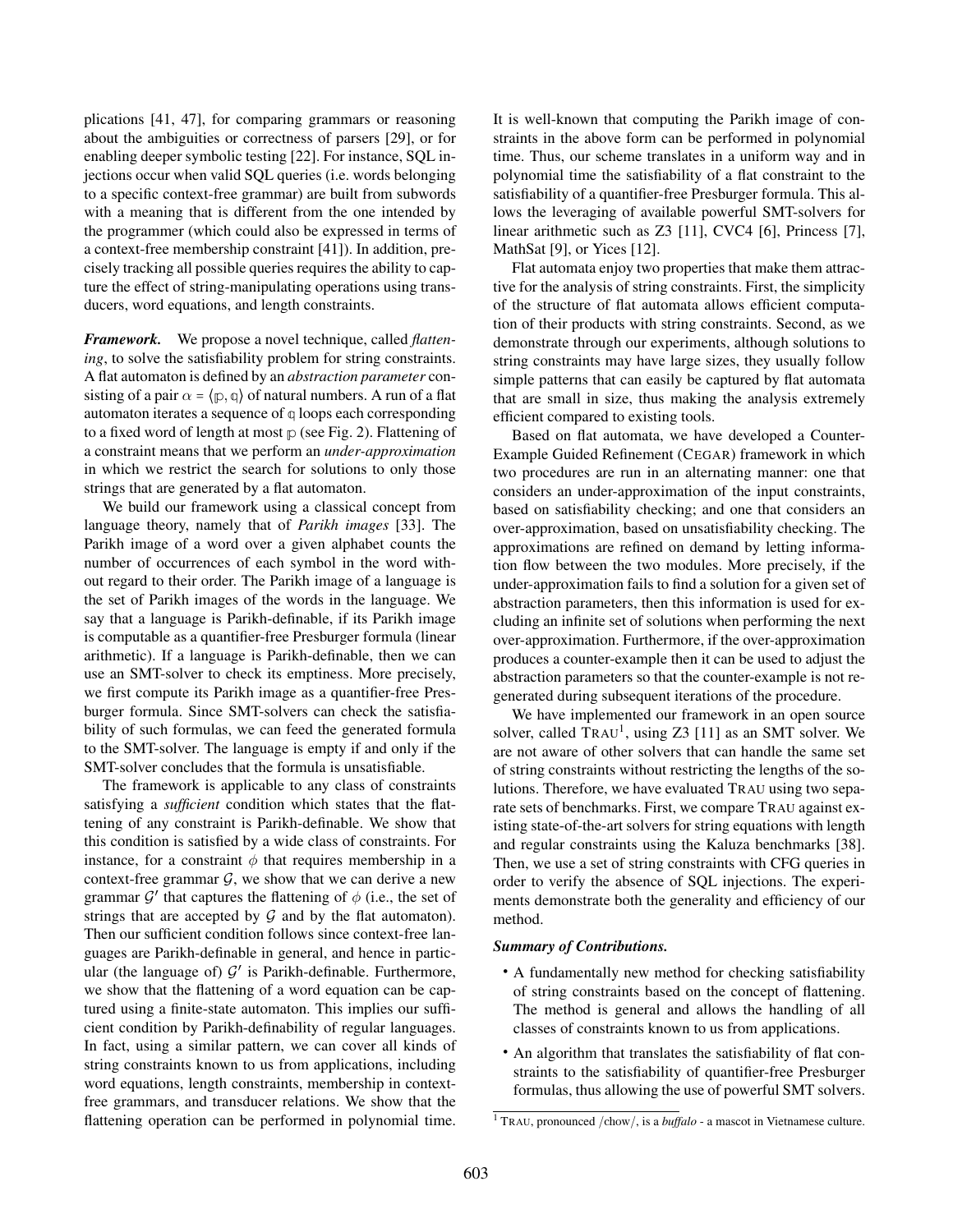plications [41, 47], for comparing grammars or reasoning about the ambiguities or correctness of parsers [29], or for enabling deeper symbolic testing [22]. For instance, SQL injections occur when valid SQL queries (i.e. words belonging to a specific context-free grammar) are built from subwords with a meaning that is different from the one intended by the programmer (which could also be expressed in terms of a context-free membership constraint [41]). In addition, precisely tracking all possible queries requires the ability to capture the effect of string-manipulating operations using transducers, word equations, and length constraints.

***Framework.*** We propose a novel technique, called *flattening*, to solve the satisfiability problem for string constraints. A flat automaton is defined by an *abstraction parameter* consisting of a pair $\alpha = \langle \mathbb{p}, \mathbb{q} \rangle$ of natural numbers. A run of a flat automaton iterates a sequence of $\mathbb{q}$ loops each corresponding to a fixed word of length at most $\mathbb{p}$ (see Fig. 2). Flattening of a constraint means that we perform an *under-approximation* in which we restrict the search for solutions to only those strings that are generated by a flat automaton.

We build our framework using a classical concept from language theory, namely that of *Parikh images* [33]. The Parikh image of a word over a given alphabet counts the number of occurrences of each symbol in the word without regard to their order. The Parikh image of a language is the set of Parikh images of the words in the language. We say that a language is Parikh-definable, if its Parikh image is computable as a quantifier-free Presburger formula (linear arithmetic). If a language is Parikh-definable, then we can use an SMT-solver to check its emptiness. More precisely, we first compute its Parikh image as a quantifier-free Presburger formula. Since SMT-solvers can check the satisfiability of such formulas, we can feed the generated formula to the SMT-solver. The language is empty if and only if the SMT-solver concludes that the formula is unsatisfiable.

The framework is applicable to any class of constraints satisfying a *sufficient* condition which states that the flattening of any constraint is Parikh-definable. We show that this condition is satisfied by a wide class of constraints. For instance, for a constraint $\phi$ that requires membership in a context-free grammar $\mathcal{G}$, we show that we can derive a new grammar $\mathcal{G}'$ that captures the flattening of $\phi$ (i.e., the set of strings that are accepted by $\mathcal{G}$ and by the flat automaton). Then our sufficient condition follows since context-free languages are Parikh-definable in general, and hence in particular (the language of) $\mathcal{G}'$ is Parikh-definable. Furthermore, we show that the flattening of a word equation can be captured using a finite-state automaton. This implies our sufficient condition by Parikh-definability of regular languages. In fact, using a similar pattern, we can cover all kinds of string constraints known to us from applications, including word equations, length constraints, membership in context-free grammars, and transducer relations. We show that the flattening operation can be performed in polynomial time. It is well-known that computing the Parikh image of constraints in the above form can be performed in polynomial time. Thus, our scheme translates in a uniform way and in polynomial time the satisfiability of a flat constraint to the satisfiability of a quantifier-free Presburger formula. This allows the leveraging of available powerful SMT-solvers for linear arithmetic such as Z3 [11], CVC4 [6], Princess [7], MathSat [9], or Yices [12].

Flat automata enjoy two properties that make them attractive for the analysis of string constraints. First, the simplicity of the structure of flat automata allows efficient computation of their products with string constraints. Second, as we demonstrate through our experiments, although solutions to string constraints may have large sizes, they usually follow simple patterns that can easily be captured by flat automata that are small in size, thus making the analysis extremely efficient compared to existing tools.

Based on flat automata, we have developed a Counter-Example Guided Refinement (CEGAR) framework in which two procedures are run in an alternating manner: one that considers an under-approximation of the input constraints, based on satisfiability checking; and one that considers an over-approximation, based on unsatisfiability checking. The approximations are refined on demand by letting information flow between the two modules. More precisely, if the under-approximation fails to find a solution for a given set of abstraction parameters, then this information is used for excluding an infinite set of solutions when performing the next over-approximation. Furthermore, if the over-approximation produces a counter-example then it can be used to adjust the abstraction parameters so that the counter-example is not regenerated during subsequent iterations of the procedure.

We have implemented our framework in an open source solver, called TRAU[1], using Z3 [11] as an SMT solver. We are not aware of other solvers that can handle the same set of string constraints without restricting the lengths of the solutions. Therefore, we have evaluated TRAU using two separate sets of benchmarks. First, we compare TRAU against existing state-of-the-art solvers for string equations with length and regular constraints using the Kaluza benchmarks [38]. Then, we use a set of string constraints with CFG queries in order to verify the absence of SQL injections. The experiments demonstrate both the generality and efficiency of our method.

***Summary of Contributions.***

- A fundamentally new method for checking satisfiability of string constraints based on the concept of flattening. The method is general and allows the handling of all classes of constraints known to us from applications.
- An algorithm that translates the satisfiability of flat constraints to the satisfiability of quantifier-free Presburger formulas, thus allowing the use of powerful SMT solvers.

[1] TRAU, pronounced /chow/, is a *buffalo* - a mascot in Vietnamese culture.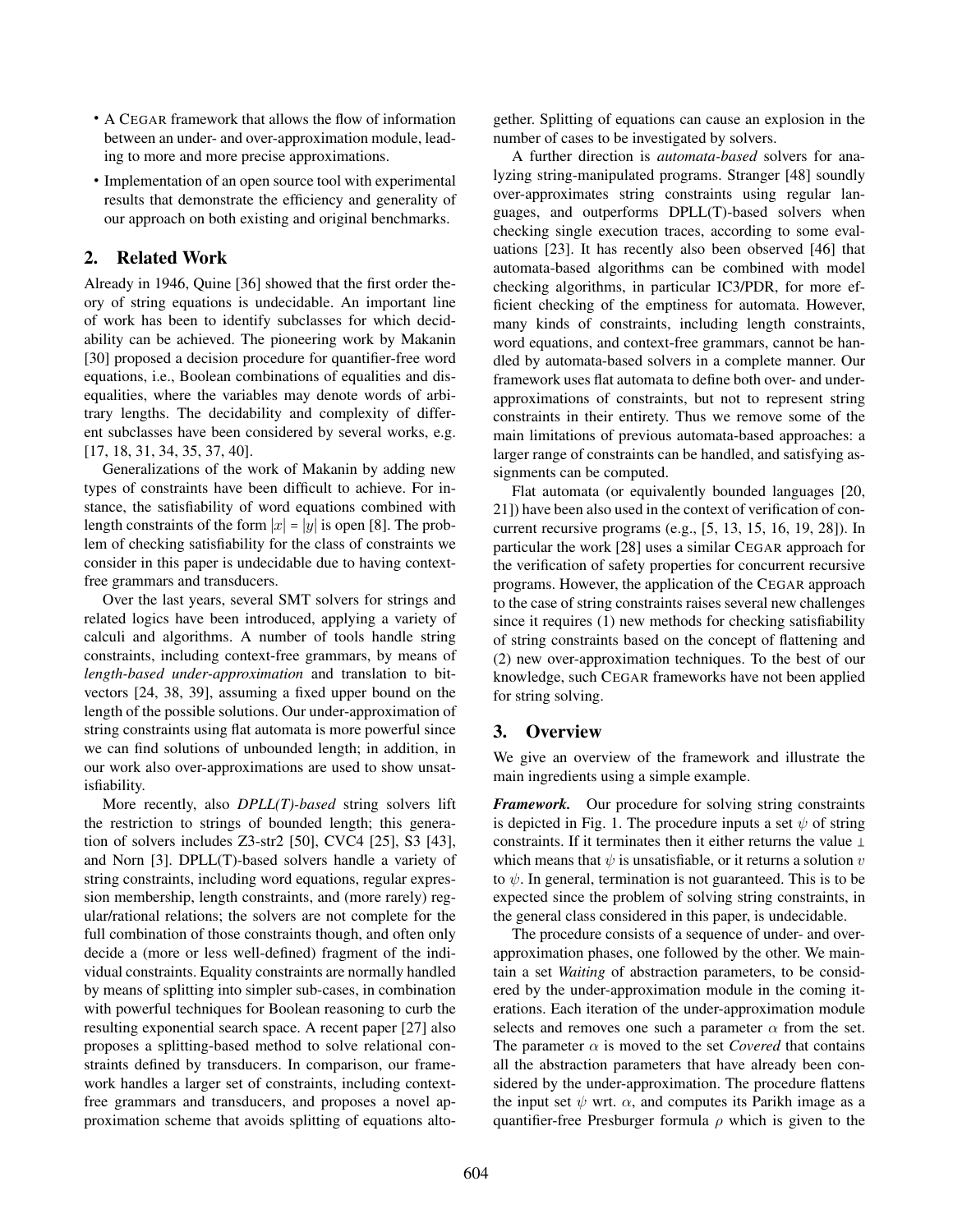- A CEGAR framework that allows the flow of information between an under- and over-approximation module, leading to more and more precise approximations.
- Implementation of an open source tool with experimental results that demonstrate the efficiency and generality of our approach on both existing and original benchmarks.

## 2. Related Work

Already in 1946, Quine [36] showed that the first order theory of string equations is undecidable. An important line of work has been to identify subclasses for which decidability can be achieved. The pioneering work by Makanin [30] proposed a decision procedure for quantifier-free word equations, i.e., Boolean combinations of equalities and disequalities, where the variables may denote words of arbitrary lengths. The decidability and complexity of different subclasses have been considered by several works, e.g. [17, 18, 31, 34, 35, 37, 40].

Generalizations of the work of Makanin by adding new types of constraints have been difficult to achieve. For instance, the satisfiability of word equations combined with length constraints of the form $|x| = |y|$ is open [8]. The problem of checking satisfiability for the class of constraints we consider in this paper is undecidable due to having context-free grammars and transducers.

Over the last years, several SMT solvers for strings and related logics have been introduced, applying a variety of calculi and algorithms. A number of tools handle string constraints, including context-free grammars, by means of *length-based under-approximation* and translation to bit-vectors [24, 38, 39], assuming a fixed upper bound on the length of the possible solutions. Our under-approximation of string constraints using flat automata is more powerful since we can find solutions of unbounded length; in addition, in our work also over-approximations are used to show unsatisfiability.

More recently, also *DPLL(T)-based* string solvers lift the restriction to strings of bounded length; this generation of solvers includes Z3-str2 [50], CVC4 [25], S3 [43], and Norn [3]. DPLL(T)-based solvers handle a variety of string constraints, including word equations, regular expression membership, length constraints, and (more rarely) regular/rational relations; the solvers are not complete for the full combination of those constraints though, and often only decide a (more or less well-defined) fragment of the individual constraints. Equality constraints are normally handled by means of splitting into simpler sub-cases, in combination with powerful techniques for Boolean reasoning to curb the resulting exponential search space. A recent paper [27] also proposes a splitting-based method to solve relational constraints defined by transducers. In comparison, our framework handles a larger set of constraints, including context-free grammars and transducers, and proposes a novel approximation scheme that avoids splitting of equations altogether. Splitting of equations can cause an explosion in the number of cases to be investigated by solvers.

A further direction is *automata-based* solvers for analyzing string-manipulated programs. Stranger [48] soundly over-approximates string constraints using regular languages, and outperforms DPLL(T)-based solvers when checking single execution traces, according to some evaluations [23]. It has recently also been observed [46] that automata-based algorithms can be combined with model checking algorithms, in particular IC3/PDR, for more efficient checking of the emptiness for automata. However, many kinds of constraints, including length constraints, word equations, and context-free grammars, cannot be handled by automata-based solvers in a complete manner. Our framework uses flat automata to define both over- and under-approximations of constraints, but not to represent string constraints in their entirety. Thus we remove some of the main limitations of previous automata-based approaches: a larger range of constraints can be handled, and satisfying assignments can be computed.

Flat automata (or equivalently bounded languages [20, 21]) have been also used in the context of verification of concurrent recursive programs (e.g., [5, 13, 15, 16, 19, 28]). In particular the work [28] uses a similar CEGAR approach for the verification of safety properties for concurrent recursive programs. However, the application of the CEGAR approach to the case of string constraints raises several new challenges since it requires (1) new methods for checking satisfiability of string constraints based on the concept of flattening and (2) new over-approximation techniques. To the best of our knowledge, such CEGAR frameworks have not been applied for string solving.

## 3. Overview

We give an overview of the framework and illustrate the main ingredients using a simple example.

***Framework.*** Our procedure for solving string constraints is depicted in Fig. 1. The procedure inputs a set $\psi$ of string constraints. If it terminates then it either returns the value $\perp$ which means that $\psi$ is unsatisfiable, or it returns a solution $v$ to $\psi$. In general, termination is not guaranteed. This is to be expected since the problem of solving string constraints, in the general class considered in this paper, is undecidable.

The procedure consists of a sequence of under- and over-approximation phases, one followed by the other. We maintain a set *Waiting* of abstraction parameters, to be considered by the under-approximation module in the coming iterations. Each iteration of the under-approximation module selects and removes one such a parameter $\alpha$ from the set. The parameter $\alpha$ is moved to the set *Covered* that contains all the abstraction parameters that have already been considered by the under-approximation. The procedure flattens the input set $\psi$ wrt. $\alpha$, and computes its Parikh image as a quantifier-free Presburger formula $\rho$ which is given to the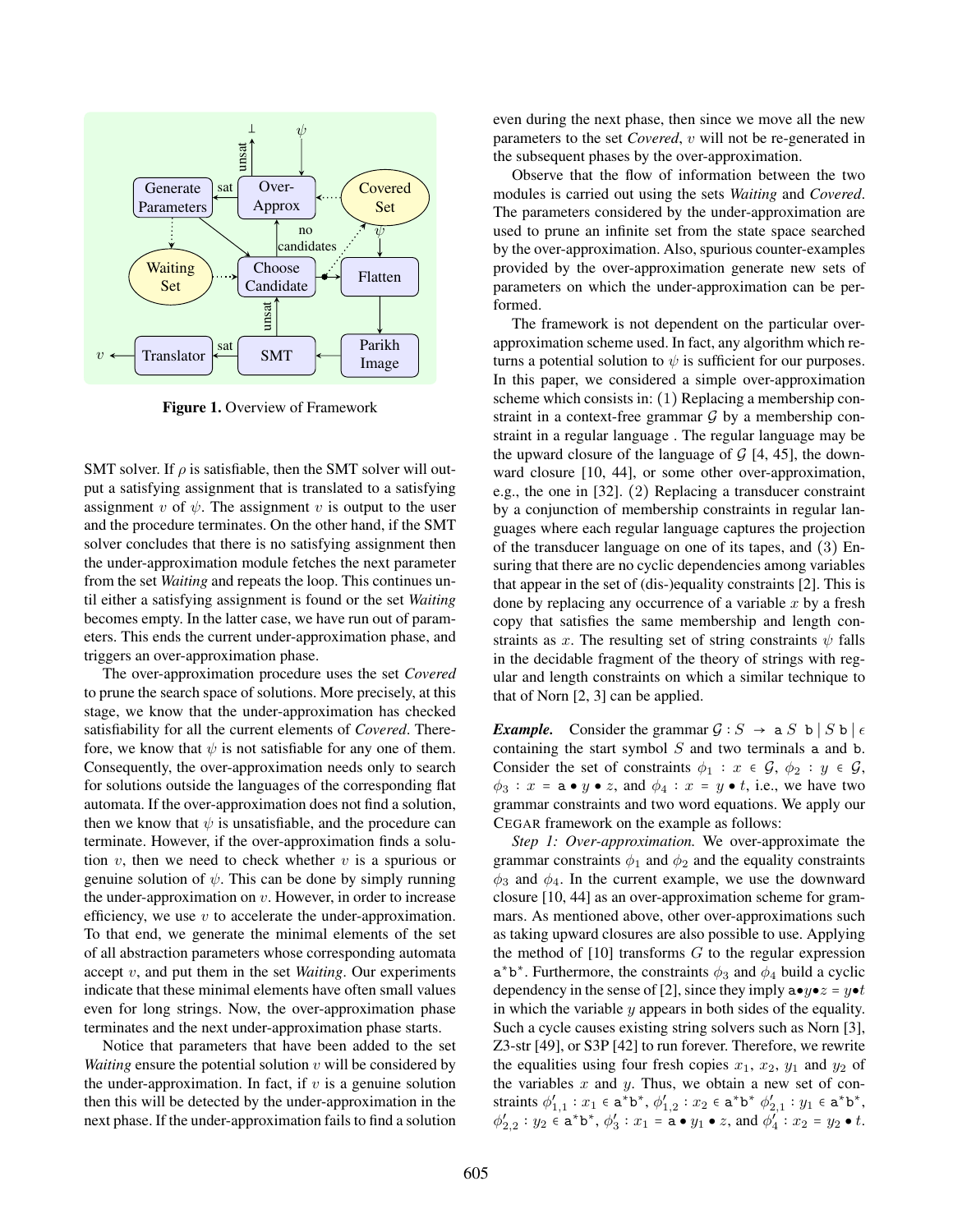Figure 1. Overview of Framework

SMT solver. If $\rho$ is satisfiable, then the SMT solver will output a satisfying assignment that is translated to a satisfying assignment $v$ of $\psi$. The assignment $v$ is output to the user and the procedure terminates. On the other hand, if the SMT solver concludes that there is no satisfying assignment then the under-approximation module fetches the next parameter from the set *Waiting* and repeats the loop. This continues until either a satisfying assignment is found or the set *Waiting* becomes empty. In the latter case, we have run out of parameters. This ends the current under-approximation phase, and triggers an over-approximation phase.

The over-approximation procedure uses the set *Covered* to prune the search space of solutions. More precisely, at this stage, we know that the under-approximation has checked satisfiability for all the current elements of *Covered*. Therefore, we know that $\psi$ is not satisfiable for any one of them. Consequently, the over-approximation needs only to search for solutions outside the languages of the corresponding flat automata. If the over-approximation does not find a solution, then we know that $\psi$ is unsatisfiable, and the procedure can terminate. However, if the over-approximation finds a solution $v$, then we need to check whether $v$ is a spurious or genuine solution of $\psi$. This can be done by simply running the under-approximation on $v$. However, in order to increase efficiency, we use $v$ to accelerate the under-approximation. To that end, we generate the minimal elements of the set of all abstraction parameters whose corresponding automata accept $v$, and put them in the set *Waiting*. Our experiments indicate that these minimal elements have often small values even for long strings. Now, the over-approximation phase terminates and the next under-approximation phase starts.

Notice that parameters that have been added to the set *Waiting* ensure the potential solution $v$ will be considered by the under-approximation. In fact, if $v$ is a genuine solution then this will be detected by the under-approximation in the next phase. If the under-approximation fails to find a solution even during the next phase, then since we move all the new parameters to the set *Covered*, $v$ will not be re-generated in the subsequent phases by the over-approximation.

Observe that the flow of information between the two modules is carried out using the sets *Waiting* and *Covered*. The parameters considered by the under-approximation are used to prune an infinite set from the state space searched by the over-approximation. Also, spurious counter-examples provided by the over-approximation generate new sets of parameters on which the under-approximation can be performed.

The framework is not dependent on the particular over-approximation scheme used. In fact, any algorithm which returns a potential solution to $\psi$ is sufficient for our purposes. In this paper, we considered a simple over-approximation scheme which consists in: (1) Replacing a membership constraint in a context-free grammar $\mathcal{G}$ by a membership constraint in a regular language . The regular language may be the upward closure of the language of $\mathcal{G}$ [4, 45], the downward closure [10, 44], or some other over-approximation, e.g., the one in [32]. (2) Replacing a transducer constraint by a conjunction of membership constraints in regular languages where each regular language captures the projection of the transducer language on one of its tapes, and (3) Ensuring that there are no cyclic dependencies among variables that appear in the set of (dis-)equality constraints [2]. This is done by replacing any occurrence of a variable $x$ by a fresh copy that satisfies the same membership and length constraints as $x$. The resulting set of string constraints $\psi$ falls in the decidable fragment of the theory of strings with regular and length constraints on which a similar technique to that of Norn [2, 3] can be applied.

***Example.*** Consider the grammar $\mathcal{G} : S \to \mathtt{a}\ S\ \mathtt{b} \mid S\ \mathtt{b} \mid \epsilon$ containing the start symbol $S$ and two terminals a and b. Consider the set of constraints $\phi_1 : x \in \mathcal{G}$, $\phi_2 : y \in \mathcal{G}$, $\phi_3 : x = \mathtt{a} \bullet y \bullet z$, and $\phi_4 : x = y \bullet t$, i.e., we have two grammar constraints and two word equations. We apply our CEGAR framework on the example as follows:

*Step 1: Over-approximation.* We over-approximate the grammar constraints $\phi_1$ and $\phi_2$ and the equality constraints $\phi_3$ and $\phi_4$. In the current example, we use the downward closure [10, 44] as an over-approximation scheme for grammars. As mentioned above, other over-approximations such as taking upward closures are also possible to use. Applying the method of [10] transforms $G$ to the regular expression $\mathtt{a}^*\mathtt{b}^*$. Furthermore, the constraints $\phi_3$ and $\phi_4$ build a cyclic dependency in the sense of [2], since they imply $\mathtt{a} \bullet y \bullet z = y \bullet t$ in which the variable $y$ appears in both sides of the equality. Such a cycle causes existing string solvers such as Norn [3], Z3-str [49], or S3P [42] to run forever. Therefore, we rewrite the equalities using four fresh copies $x_1$, $x_2$, $y_1$ and $y_2$ of the variables $x$ and $y$. Thus, we obtain a new set of constraints $\phi'_{1,1} : x_1 \in \mathtt{a}^*\mathtt{b}^*$, $\phi'_{1,2} : x_2 \in \mathtt{a}^*\mathtt{b}^*$ $\phi'_{2,1} : y_1 \in \mathtt{a}^*\mathtt{b}^*$, $\phi'_{2,2} : y_2 \in \mathtt{a}^*\mathtt{b}^*$, $\phi'_3 : x_1 = \mathtt{a} \bullet y_1 \bullet z$, and $\phi'_4 : x_2 = y_2 \bullet t$.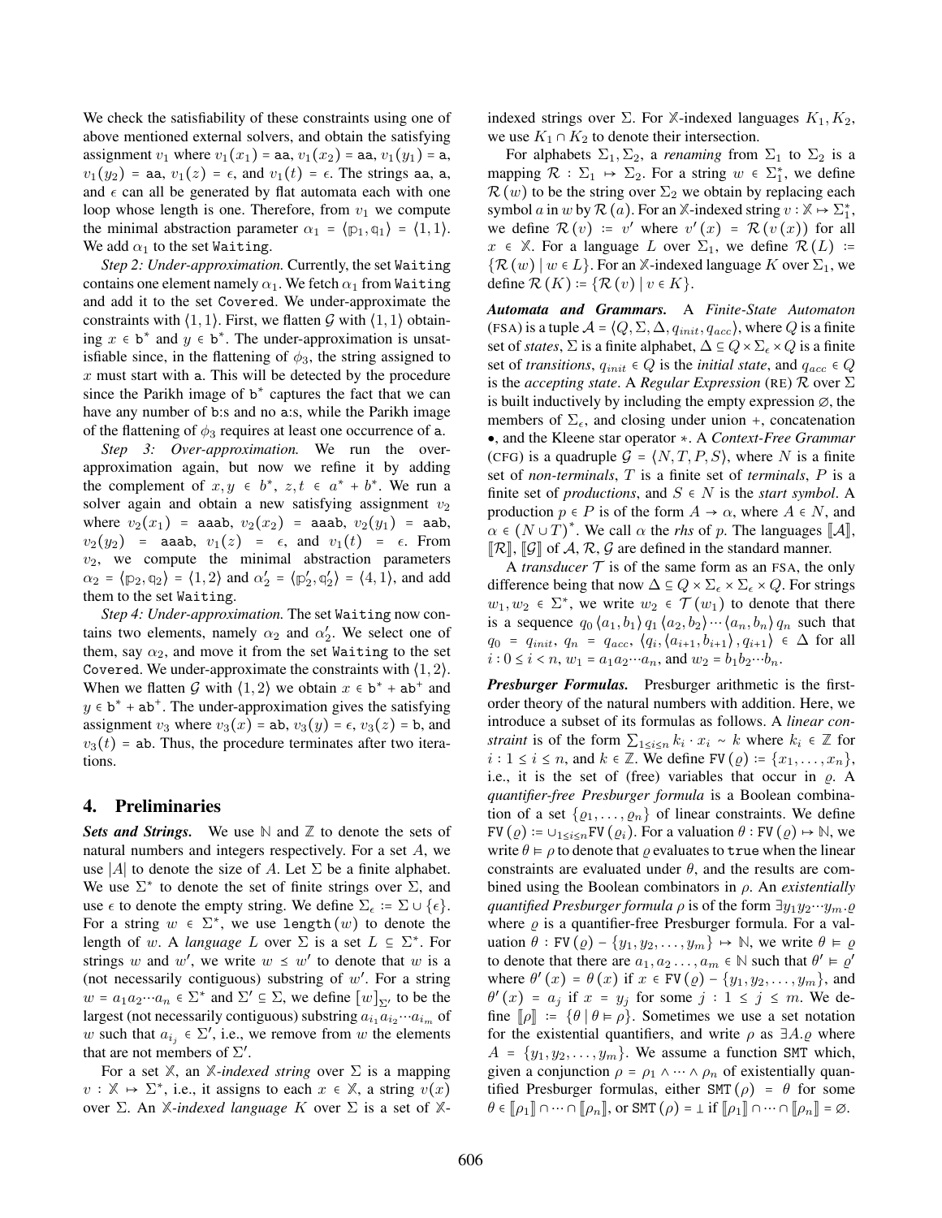We check the satisfiability of these constraints using one of above mentioned external solvers, and obtain the satisfying assignment $v_1$ where $v_1(x_1) = \texttt{aa}$, $v_1(x_2) = \texttt{aa}$, $v_1(y_1) = \texttt{a}$, $v_1(y_2) = \texttt{aa}$, $v_1(z) = \epsilon$, and $v_1(t) = \epsilon$. The strings aa, a, and $\epsilon$ can all be generated by flat automata each with one loop whose length is one. Therefore, from $v_1$ we compute the minimal abstraction parameter $\alpha_1 = \langle \mathbb{p}_1, \mathbb{q}_1 \rangle = \langle 1, 1 \rangle$. We add $\alpha_1$ to the set Waiting.

*Step 2: Under-approximation.* Currently, the set Waiting contains one element namely $\alpha_1$. We fetch $\alpha_1$ from Waiting and add it to the set Covered. We under-approximate the constraints with $\langle 1, 1 \rangle$. First, we flatten $\mathcal{G}$ with $\langle 1, 1 \rangle$ obtaining $x \in \texttt{b}^*$ and $y \in \texttt{b}^*$. The under-approximation is unsatisfiable since, in the flattening of $\phi_3$, the string assigned to $x$ must start with a. This will be detected by the procedure since the Parikh image of $\texttt{b}^*$ captures the fact that we can have any number of b:s and no a:s, while the Parikh image of the flattening of $\phi_3$ requires at least one occurrence of a.

*Step 3: Over-approximation.* We run the over-approximation again, but now we refine it by adding the complement of $x, y \in b^*$, $z, t \in a^* + b^*$. We run a solver again and obtain a new satisfying assignment $v_2$ where $v_2(x_1) = \texttt{aaab}$, $v_2(x_2) = \texttt{aaab}$, $v_2(y_1) = \texttt{aab}$, $v_2(y_2) = \texttt{aaab}$, $v_1(z) = \epsilon$, and $v_1(t) = \epsilon$. From $v_2$, we compute the minimal abstraction parameters $\alpha_2 = \langle \mathbb{p}_2, \mathbb{q}_2 \rangle = \langle 1, 2 \rangle$ and $\alpha_2' = \langle \mathbb{p}_2', \mathbb{q}_2' \rangle = \langle 4, 1 \rangle$, and add them to the set Waiting.

*Step 4: Under-approximation.* The set Waiting now contains two elements, namely $\alpha_2$ and $\alpha_2'$. We select one of them, say $\alpha_2$, and move it from the set Waiting to the set Covered. We under-approximate the constraints with $\langle 1, 2 \rangle$. When we flatten $\mathcal{G}$ with $\langle 1, 2 \rangle$ we obtain $x \in \texttt{b}^* + \texttt{ab}^+$ and $y \in \texttt{b}^* + \texttt{ab}^+$. The under-approximation gives the satisfying assignment $v_3$ where $v_3(x) = \texttt{ab}$, $v_3(y) = \epsilon$, $v_3(z) = \texttt{b}$, and $v_3(t) = \texttt{ab}$. Thus, the procedure terminates after two iterations.

## 4. Preliminaries

***Sets and Strings.*** We use $\mathbb{N}$ and $\mathbb{Z}$ to denote the sets of natural numbers and integers respectively. For a set $A$, we use $|A|$ to denote the size of $A$. Let $\Sigma$ be a finite alphabet. We use $\Sigma^*$ to denote the set of finite strings over $\Sigma$, and use $\epsilon$ to denote the empty string. We define $\Sigma_\epsilon := \Sigma \cup \{\epsilon\}$. For a string $w \in \Sigma^*$, we use $\texttt{length}(w)$ to denote the length of $w$. A *language* $L$ over $\Sigma$ is a set $L \subseteq \Sigma^*$. For strings $w$ and $w'$, we write $w \preceq w'$ to denote that $w$ is a (not necessarily contiguous) substring of $w'$. For a string $w = a_1 a_2 \cdots a_n \in \Sigma^*$ and $\Sigma' \subseteq \Sigma$, we define $[w]_{\Sigma'}$ to be the largest (not necessarily contiguous) substring $a_{i_1} a_{i_2} \cdots a_{i_m}$ of $w$ such that $a_{i_j} \in \Sigma'$, i.e., we remove from $w$ the elements that are not members of $\Sigma'$.

For a set $\mathbb{X}$, an $\mathbb{X}$*-indexed string* over $\Sigma$ is a mapping $v : \mathbb{X} \mapsto \Sigma^*$, i.e., it assigns to each $x \in \mathbb{X}$, a string $v(x)$ over $\Sigma$. An $\mathbb{X}$*-indexed language* $K$ over $\Sigma$ is a set of $\mathbb{X}$-indexed strings over $\Sigma$. For $\mathbb{X}$-indexed languages $K_1, K_2$, we use $K_1 \cap K_2$ to denote their intersection.

For alphabets $\Sigma_1, \Sigma_2$, a *renaming* from $\Sigma_1$ to $\Sigma_2$ is a mapping $\mathcal{R} : \Sigma_1 \mapsto \Sigma_2$. For a string $w \in \Sigma_1^*$, we define $\mathcal{R}(w)$ to be the string over $\Sigma_2$ we obtain by replacing each symbol $a$ in $w$ by $\mathcal{R}(a)$. For an $\mathbb{X}$-indexed string $v : \mathbb{X} \mapsto \Sigma_1^*$, we define $\mathcal{R}(v) := v'$ where $v'(x) = \mathcal{R}(v(x))$ for all $x \in \mathbb{X}$. For a language $L$ over $\Sigma_1$, we define $\mathcal{R}(L) := \{\mathcal{R}(w) \mid w \in L\}$. For an $\mathbb{X}$-indexed language $K$ over $\Sigma_1$, we define $\mathcal{R}(K) := \{\mathcal{R}(v) \mid v \in K\}$.

***Automata and Grammars.*** A *Finite-State Automaton* (FSA) is a tuple $\mathcal{A} = \langle Q, \Sigma, \Delta, q_{init}, q_{acc} \rangle$, where $Q$ is a finite set of *states*, $\Sigma$ is a finite alphabet, $\Delta \subseteq Q \times \Sigma_\epsilon \times Q$ is a finite set of *transitions*, $q_{init} \in Q$ is the *initial state*, and $q_{acc} \in Q$ is the *accepting state*. A *Regular Expression* (RE) $\mathcal{R}$ over $\Sigma$ is built inductively by including the empty expression $\emptyset$, the members of $\Sigma_\epsilon$, and closing under union $+$, concatenation $\bullet$, and the Kleene star operator $*$. A *Context-Free Grammar* (CFG) is a quadruple $\mathcal{G} = \langle N, T, P, S \rangle$, where $N$ is a finite set of *non-terminals*, $T$ is a finite set of *terminals*, $P$ is a finite set of *productions*, and $S \in N$ is the *start symbol*. A production $p \in P$ is of the form $A \to \alpha$, where $A \in N$, and $\alpha \in (N \cup T)^*$. We call $\alpha$ the *rhs* of $p$. The languages $[\![\mathcal{A}]\!]$, $[\![\mathcal{R}]\!]$, $[\![\mathcal{G}]\!]$ of $\mathcal{A}$, $\mathcal{R}$, $\mathcal{G}$ are defined in the standard manner.

A *transducer* $\mathcal{T}$ is of the same form as an FSA, the only difference being that now $\Delta \subseteq Q \times \Sigma_\epsilon \times \Sigma_\epsilon \times Q$. For strings $w_1, w_2 \in \Sigma^*$, we write $w_2 \in \mathcal{T}(w_1)$ to denote that there is a sequence $q_0 \langle a_1, b_1 \rangle q_1 \langle a_2, b_2 \rangle \cdots \langle a_n, b_n \rangle q_n$ such that $q_0 = q_{init}$, $q_n = q_{acc}$, $\langle q_i, \langle a_{i+1}, b_{i+1} \rangle, q_{i+1} \rangle \in \Delta$ for all $i : 0 \leq i < n$, $w_1 = a_1 a_2 \cdots a_n$, and $w_2 = b_1 b_2 \cdots b_n$.

***Presburger Formulas.*** Presburger arithmetic is the first-order theory of the natural numbers with addition. Here, we introduce a subset of its formulas as follows. A *linear constraint* is of the form $\sum_{1 \leq i \leq n} k_i \cdot x_i \sim k$ where $k_i \in \mathbb{Z}$ for $i : 1 \leq i \leq n$, and $k \in \mathbb{Z}$. We define $\texttt{FV}(\varrho) := \{x_1, \ldots, x_n\}$, i.e., it is the set of (free) variables that occur in $\varrho$. A *quantifier-free Presburger formula* is a Boolean combination of a set $\{\varrho_1, \ldots, \varrho_n\}$ of linear constraints. We define $\texttt{FV}(\varrho) := \cup_{1 \leq i \leq n} \texttt{FV}(\varrho_i)$. For a valuation $\theta : \texttt{FV}(\varrho) \mapsto \mathbb{N}$, we write $\theta \models \rho$ to denote that $\varrho$ evaluates to $\texttt{true}$ when the linear constraints are evaluated under $\theta$, and the results are combined using the Boolean combinators in $\rho$. An *existentially quantified Presburger formula* $\rho$ is of the form $\exists y_1 y_2 \cdots y_m . \varrho$ where $\varrho$ is a quantifier-free Presburger formula. For a valuation $\theta : \texttt{FV}(\varrho) - \{y_1, y_2, \ldots, y_m\} \mapsto \mathbb{N}$, we write $\theta \models \varrho$ to denote that there are $a_1, a_2 \ldots, a_m \in \mathbb{N}$ such that $\theta' \models \varrho'$ where $\theta'(x) = \theta(x)$ if $x \in \texttt{FV}(\varrho) - \{y_1, y_2, \ldots, y_m\}$, and $\theta'(x) = a_j$ if $x = y_j$ for some $j : 1 \leq j \leq m$. We define $[\![\rho]\!] := \{\theta \mid \theta \models \rho\}$. Sometimes we use a set notation for the existential quantifiers, and write $\rho$ as $\exists A . \varrho$ where $A = \{y_1, y_2, \ldots, y_m\}$. We assume a function SMT which, given a conjunction $\rho = \rho_1 \wedge \cdots \wedge \rho_n$ of existentially quantified Presburger formulas, either $\texttt{SMT}(\rho) = \theta$ for some $\theta \in [\![\rho_1]\!] \cap \cdots \cap [\![\rho_n]\!]$, or $\texttt{SMT}(\rho) = \bot$ if $[\![\rho_1]\!] \cap \cdots \cap [\![\rho_n]\!] = \emptyset$.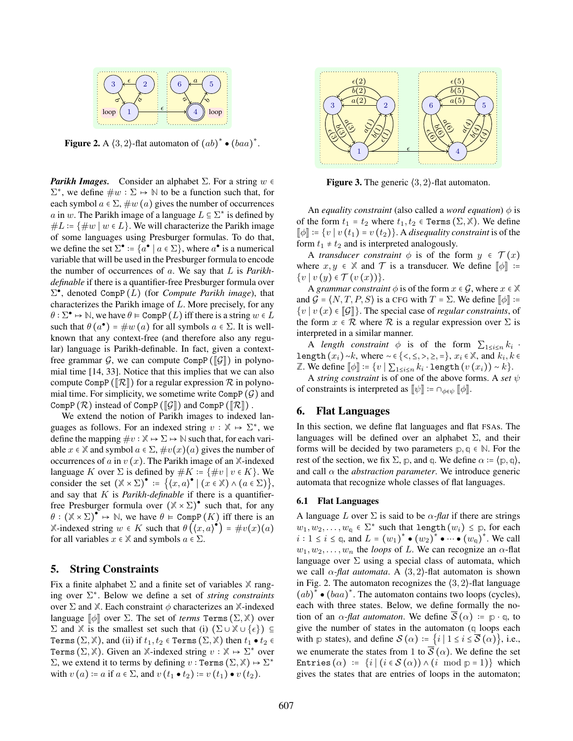**Figure 2.** A $\langle 3, 2\rangle$-flat automaton of $(ab)^* \bullet (baa)^*$.

***Parikh Images.*** Consider an alphabet $\Sigma$. For a string $w \in \Sigma^*$, we define $\#w : \Sigma \mapsto \mathbb{N}$ to be a function such that, for each symbol $a \in \Sigma$, $\#w(a)$ gives the number of occurrences $a$ in $w$. The Parikh image of a language $L \subseteq \Sigma^*$ is defined by $\#L := \{\#w \mid w \in L\}$. We will characterize the Parikh image of some languages using Presburger formulas. To do that, we define the set $\Sigma^\bullet := \{a^\bullet \mid a \in \Sigma\}$, where $a^\bullet$ is a numerical variable that will be used in the Presburger formula to encode the number of occurrences of $a$. We say that $L$ is *Parikh-definable* if there is a quantifier-free Presburger formula over $\Sigma^\bullet$, denoted $\texttt{CompP}(L)$ (for *Compute Parikh image*), that characterizes the Parikh image of $L$. More precisely, for any $\theta : \Sigma^\bullet \mapsto \mathbb{N}$, we have $\theta \models \texttt{CompP}(L)$ iff there is a string $w \in L$ such that $\theta(a^\bullet) = \#w(a)$ for all symbols $a \in \Sigma$. It is well-known that any context-free (and therefore also any regular) language is Parikh-definable. In fact, given a context-free grammar $\mathcal{G}$, we can compute $\texttt{CompP}(\llbracket\mathcal{G}\rrbracket)$ in polynomial time [14, 33]. Notice that this implies that we can also compute $\texttt{CompP}(\llbracket\mathcal{R}\rrbracket)$ for a regular expression $\mathcal{R}$ in polynomial time. For simplicity, we sometime write $\texttt{CompP}(\mathcal{G})$ and $\texttt{CompP}(\mathcal{R})$ instead of $\texttt{CompP}(\llbracket\mathcal{G}\rrbracket)$ and $\texttt{CompP}(\llbracket\mathcal{R}\rrbracket)$.

We extend the notion of Parikh images to indexed languages as follows. For an indexed string $v : \mathbb{X} \mapsto \Sigma^*$, we define the mapping $\#v : \mathbb{X} \mapsto \Sigma \mapsto \mathbb{N}$ such that, for each variable $x \in \mathbb{X}$ and symbol $a \in \Sigma$, $\#v(x)(a)$ gives the number of occurrences of $a$ in $v(x)$. The Parikh image of an $\mathbb{X}$-indexed language $K$ over $\Sigma$ is defined by $\#K := \{\#v \mid v \in K\}$. We consider the set $(\mathbb{X} \times \Sigma)^\bullet := \{\langle x, a\rangle^\bullet \mid (x \in \mathbb{X}) \wedge (a \in \Sigma)\}$, and say that $K$ is *Parikh-definable* if there is a quantifier-free Presburger formula over $(\mathbb{X} \times \Sigma)^\bullet$ such that, for any $\theta : (\mathbb{X} \times \Sigma)^\bullet \mapsto \mathbb{N}$, we have $\theta \models \texttt{CompP}(K)$ iff there is an $\mathbb{X}$-indexed string $w \in K$ such that $\theta(\langle x, a\rangle^\bullet) = \#v(x)(a)$ for all variables $x \in \mathbb{X}$ and symbols $a \in \Sigma$.

## 5. String Constraints

Fix a finite alphabet $\Sigma$ and a finite set of variables $\mathbb{X}$ ranging over $\Sigma^*$. Below we define a set of *string constraints* over $\Sigma$ and $\mathbb{X}$. Each constraint $\phi$ characterizes an $\mathbb{X}$-indexed language $\llbracket\phi\rrbracket$ over $\Sigma$. The set of *terms* $\texttt{Terms}(\Sigma, \mathbb{X})$ over $\Sigma$ and $\mathbb{X}$ is the smallest set such that (i) $(\Sigma \cup \mathbb{X} \cup \{\epsilon\}) \subseteq \texttt{Terms}(\Sigma, \mathbb{X})$, and (ii) if $t_1, t_2 \in \texttt{Terms}(\Sigma, \mathbb{X})$ then $t_1 \bullet t_2 \in \texttt{Terms}(\Sigma, \mathbb{X})$. Given an $\mathbb{X}$-indexed string $v : \mathbb{X} \mapsto \Sigma^*$ over $\Sigma$, we extend it to terms by defining $v : \texttt{Terms}(\Sigma, \mathbb{X}) \mapsto \Sigma^*$ with $v(a) := a$ if $a \in \Sigma$, and $v(t_1 \bullet t_2) := v(t_1) \bullet v(t_2)$.

**Figure 3.** The generic $\langle 3, 2\rangle$-flat automaton.

An *equality constraint* (also called a *word equation*) $\phi$ is of the form $t_1 = t_2$ where $t_1, t_2 \in \texttt{Terms}(\Sigma, \mathbb{X})$. We define $\llbracket\phi\rrbracket := \{v \mid v(t_1) = v(t_2)\}$. A *disequality constraint* is of the form $t_1 \neq t_2$ and is interpreted analogously.

A *transducer constraint* $\phi$ is of the form $y \in \mathcal{T}(x)$ where $x, y \in \mathbb{X}$ and $\mathcal{T}$ is a transducer. We define $\llbracket\phi\rrbracket := \{v \mid v(y) \in \mathcal{T}(v(x))\}$.

A *grammar constraint* $\phi$ is of the form $x \in \mathcal{G}$, where $x \in \mathbb{X}$ and $\mathcal{G} = \langle N, T, P, S\rangle$ is a CFG with $T = \Sigma$. We define $\llbracket\phi\rrbracket := \{v \mid v(x) \in \llbracket\mathcal{G}\rrbracket\}$. The special case of *regular constraints*, of the form $x \in \mathcal{R}$ where $\mathcal{R}$ is a regular expression over $\Sigma$ is interpreted in a similar manner.

A *length constraint* $\phi$ is of the form $\sum_{1 \le i \le n} k_i \cdot \texttt{length}(x_i) \sim k$, where $\sim \in \{<, \le, >, \ge, =\}$, $x_i \in \mathbb{X}$, and $k_i, k \in \mathbb{Z}$. We define $\llbracket\phi\rrbracket := \{v \mid \sum_{1 \le i \le n} k_i \cdot \texttt{length}(v(x_i)) \sim k\}$.

A *string constraint* is of one of the above forms. A *set* $\psi$ of constraints is interpreted as $\llbracket\psi\rrbracket := \cap_{\phi \in \psi} \llbracket\phi\rrbracket$.

## 6. Flat Languages

In this section, we define flat languages and flat FSAs. The languages will be defined over an alphabet $\Sigma$, and their forms will be decided by two parameters $\mathbb{p}, \mathbb{q} \in \mathbb{N}$. For the rest of the section, we fix $\Sigma$, $\mathbb{p}$, and $\mathbb{q}$. We define $\alpha := \langle \mathbb{p}, \mathbb{q}\rangle$, and call $\alpha$ the *abstraction parameter*. We introduce generic automata that recognize whole classes of flat languages.

### 6.1 Flat Languages

A language $L$ over $\Sigma$ is said to be $\alpha$-*flat* if there are strings $w_1, w_2, \ldots, w_\mathbb{q} \in \Sigma^*$ such that $\texttt{length}(w_i) \le \mathbb{p}$, for each $i : 1 \le i \le \mathbb{q}$, and $L = (w_1)^* \bullet (w_2)^* \bullet \cdots \bullet (w_\mathbb{q})^*$. We call $w_1, w_2, \ldots, w_n$ the *loops* of $L$. We can recognize an $\alpha$-flat language over $\Sigma$ using a special class of automata, which we call $\alpha$-*flat automata*. A $\langle 3, 2\rangle$-flat automaton is shown in Fig. 2. The automaton recognizes the $\langle 3, 2\rangle$-flat language $(ab)^* \bullet (baa)^*$. The automaton contains two loops (cycles), each with three states. Below, we define formally the notion of an $\alpha$-*flat automaton*. We define $\overline{\mathcal{S}}(\alpha) := \mathbb{p} \cdot \mathbb{q}$, to give the number of states in the automaton ($\mathbb{q}$ loops each with $\mathbb{p}$ states), and define $\mathcal{S}(\alpha) := \{i \mid 1 \le i \le \overline{\mathcal{S}}(\alpha)\}$, i.e., we enumerate the states from 1 to $\overline{\mathcal{S}}(\alpha)$. We define the set $\texttt{Entries}(\alpha) := \{i \mid (i \in \mathcal{S}(\alpha)) \wedge (i \mod \mathbb{p} = 1)\}$ which gives the states that are entries of loops in the automaton;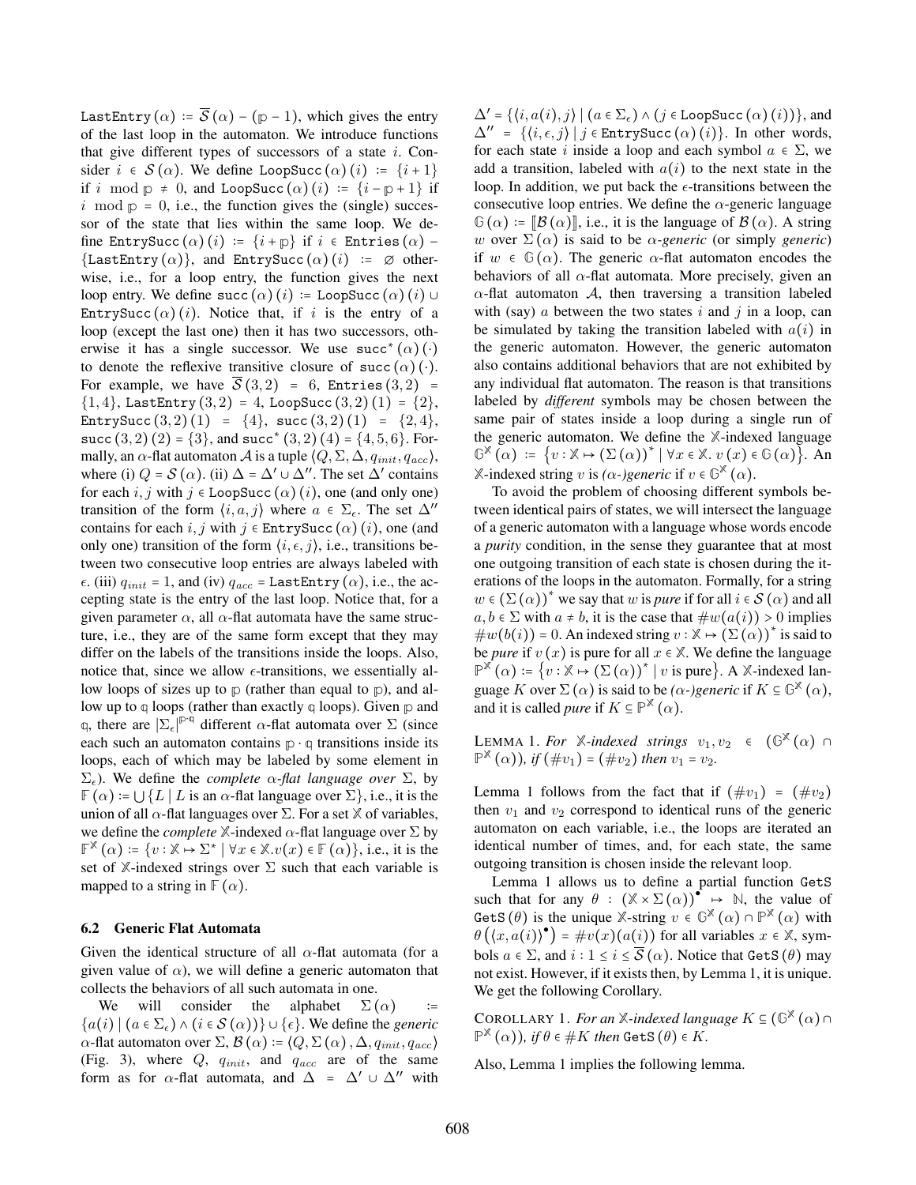$\texttt{LastEntry}(\alpha) := \overline{\mathcal{S}}(\alpha) - (\mathbb{p} - 1)$, which gives the entry of the last loop in the automaton. We introduce functions that give different types of successors of a state $i$. Consider $i \in \mathcal{S}(\alpha)$. We define $\texttt{LoopSucc}(\alpha)(i) := \{i+1\}$ if $i \mod \mathbb{p} \neq 0$, and $\texttt{LoopSucc}(\alpha)(i) := \{i - \mathbb{p} + 1\}$ if $i \mod \mathbb{p} = 0$, i.e., the function gives the (single) successor of the state that lies within the same loop. We define $\texttt{EntrySucc}(\alpha)(i) := \{i + \mathbb{p}\}$ if $i \in \texttt{Entries}(\alpha) - \{\texttt{LastEntry}(\alpha)\}$, and $\texttt{EntrySucc}(\alpha)(i) := \emptyset$ otherwise, i.e., for a loop entry, the function gives the next loop entry. We define $\texttt{succ}(\alpha)(i) := \texttt{LoopSucc}(\alpha)(i) \cup \texttt{EntrySucc}(\alpha)(i)$. Notice that, if $i$ is the entry of a loop (except the last one) then it has two successors, otherwise it has a single successor. We use $\texttt{succ}^*(\alpha)(\cdot)$ to denote the reflexive transitive closure of $\texttt{succ}(\alpha)(\cdot)$. For example, we have $\overline{\mathcal{S}}(3,2) = 6$, $\texttt{Entries}(3,2) = \{1,4\}$, $\texttt{LastEntry}(3,2) = 4$, $\texttt{LoopSucc}(3,2)(1) = \{2\}$, $\texttt{EntrySucc}(3,2)(1) = \{4\}$, $\texttt{succ}(3,2)(1) = \{2,4\}$, $\texttt{succ}(3,2)(2) = \{3\}$, and $\texttt{succ}^*(3,2)(4) = \{4,5,6\}$. Formally, an $\alpha$-flat automaton $\mathcal{A}$ is a tuple $\langle Q, \Sigma, \Delta, q_{init}, q_{acc}\rangle$, where (i) $Q = \mathcal{S}(\alpha)$. (ii) $\Delta = \Delta' \cup \Delta''$. The set $\Delta'$ contains for each $i, j$ with $j \in \texttt{LoopSucc}(\alpha)(i)$, one (and only one) transition of the form $\langle i, a, j\rangle$ where $a \in \Sigma_\epsilon$. The set $\Delta''$ contains for each $i, j$ with $j \in \texttt{EntrySucc}(\alpha)(i)$, one (and only one) transition of the form $\langle i, \epsilon, j\rangle$, i.e., transitions between two consecutive loop entries are always labeled with $\epsilon$. (iii) $q_{init} = 1$, and (iv) $q_{acc} = \texttt{LastEntry}(\alpha)$, i.e., the accepting state is the entry of the last loop. Notice that, for a given parameter $\alpha$, all $\alpha$-flat automata have the same structure, i.e., they are of the same form except that they may differ on the labels of the transitions inside the loops. Also, notice that, since we allow $\epsilon$-transitions, we essentially allow loops of sizes up to $\mathbb{p}$ (rather than equal to $\mathbb{p}$), and allow up to $\mathbb{q}$ loops (rather than exactly $\mathbb{q}$ loops). Given $\mathbb{p}$ and $\mathbb{q}$, there are $|\Sigma_\epsilon|^{\mathbb{p}\cdot\mathbb{q}}$ different $\alpha$-flat automata over $\Sigma$ (since each such an automaton contains $\mathbb{p}\cdot\mathbb{q}$ transitions inside its loops, each of which may be labeled by some element in $\Sigma_\epsilon$). We define the *complete $\alpha$-flat language over* $\Sigma$, by $\mathbb{F}(\alpha) := \bigcup\{L \mid L \text{ is an } \alpha\text{-flat language over } \Sigma\}$, i.e., it is the union of all $\alpha$-flat languages over $\Sigma$. For a set $\mathbb{X}$ of variables, we define the *complete* $\mathbb{X}$-indexed $\alpha$-flat language over $\Sigma$ by $\mathbb{F}^{\mathbb{X}}(\alpha) := \{v : \mathbb{X} \mapsto \Sigma^* \mid \forall x \in \mathbb{X}. v(x) \in \mathbb{F}(\alpha)\}$, i.e., it is the set of $\mathbb{X}$-indexed strings over $\Sigma$ such that each variable is mapped to a string in $\mathbb{F}(\alpha)$.

### 6.2 Generic Flat Automata

Given the identical structure of all $\alpha$-flat automata (for a given value of $\alpha$), we will define a generic automaton that collects the behaviors of all such automata in one.

We will consider the alphabet $\Sigma(\alpha) := \{a(i) \mid (a \in \Sigma_\epsilon) \wedge (i \in \mathcal{S}(\alpha))\} \cup \{\epsilon\}$. We define the *generic* $\alpha$-flat automaton over $\Sigma$, $\mathcal{B}(\alpha) := \langle Q, \Sigma(\alpha), \Delta, q_{init}, q_{acc}\rangle$ (Fig. 3), where $Q$, $q_{init}$, and $q_{acc}$ are of the same form as for $\alpha$-flat automata, and $\Delta = \Delta' \cup \Delta''$ with $\Delta' = \{\langle i, a(i), j\rangle \mid (a \in \Sigma_\epsilon) \wedge (j \in \texttt{LoopSucc}(\alpha)(i))\}$, and $\Delta'' = \{\langle i, \epsilon, j\rangle \mid j \in \texttt{EntrySucc}(\alpha)(i)\}$. In other words, for each state $i$ inside a loop and each symbol $a \in \Sigma$, we add a transition, labeled with $a(i)$ to the next state in the loop. In addition, we put back the $\epsilon$-transitions between the consecutive loop entries. We define the $\alpha$-generic language $\mathbb{G}(\alpha) := [\![\mathcal{B}(\alpha)]\!]$, i.e., it is the language of $\mathcal{B}(\alpha)$. A string $w$ over $\Sigma(\alpha)$ is said to be *$\alpha$-generic* (or simply *generic*) if $w \in \mathbb{G}(\alpha)$. The generic $\alpha$-flat automaton encodes the behaviors of all $\alpha$-flat automata. More precisely, given an $\alpha$-flat automaton $\mathcal{A}$, then traversing a transition labeled with (say) $a$ between the two states $i$ and $j$ in a loop, can be simulated by taking the transition labeled with $a(i)$ in the generic automaton. However, the generic automaton also contains additional behaviors that are not exhibited by any individual flat automaton. The reason is that transitions labeled by *different* symbols may be chosen between the same pair of states inside a loop during a single run of the generic automaton. We define the $\mathbb{X}$-indexed language $\mathbb{G}^{\mathbb{X}}(\alpha) := \{v : \mathbb{X} \mapsto (\Sigma(\alpha))^* \mid \forall x \in \mathbb{X}.\ v(x) \in \mathbb{G}(\alpha)\}$. An $\mathbb{X}$-indexed string $v$ is *($\alpha$-)generic* if $v \in \mathbb{G}^{\mathbb{X}}(\alpha)$.

To avoid the problem of choosing different symbols between identical pairs of states, we will intersect the language of a generic automaton with a language whose words encode a *purity* condition, in the sense they guarantee that at most one outgoing transition of each state is chosen during the iterations of the loops in the automaton. Formally, for a string $w \in (\Sigma(\alpha))^*$ we say that $w$ is *pure* if for all $i \in \mathcal{S}(\alpha)$ and all $a, b \in \Sigma$ with $a \neq b$, it is the case that $\#w(a(i)) > 0$ implies $\#w(b(i)) = 0$. An indexed string $v : \mathbb{X} \mapsto (\Sigma(\alpha))^*$ is said to be *pure* if $v(x)$ is pure for all $x \in \mathbb{X}$. We define the language $\mathbb{P}^{\mathbb{X}}(\alpha) := \{v : \mathbb{X} \mapsto (\Sigma(\alpha))^* \mid v \text{ is pure}\}$. A $\mathbb{X}$-indexed language $K$ over $\Sigma(\alpha)$ is said to be *($\alpha$-)generic* if $K \subseteq \mathbb{G}^{\mathbb{X}}(\alpha)$, and it is called *pure* if $K \subseteq \mathbb{P}^{\mathbb{X}}(\alpha)$.

LEMMA 1. *For $\mathbb{X}$-indexed strings $v_1, v_2 \in (\mathbb{G}^{\mathbb{X}}(\alpha) \cap \mathbb{P}^{\mathbb{X}}(\alpha))$, if $(\#v_1) = (\#v_2)$ then $v_1 = v_2$.*

Lemma 1 follows from the fact that if $(\#v_1) = (\#v_2)$ then $v_1$ and $v_2$ correspond to identical runs of the generic automaton on each variable, i.e., the loops are iterated an identical number of times, and, for each state, the same outgoing transition is chosen inside the relevant loop.

Lemma 1 allows us to define a partial function $\texttt{GetS}$ such that for any $\theta : (\mathbb{X} \times \Sigma(\alpha))^{\bullet} \mapsto \mathbb{N}$, the value of $\texttt{GetS}(\theta)$ is the unique $\mathbb{X}$-string $v \in \mathbb{G}^{\mathbb{X}}(\alpha) \cap \mathbb{P}^{\mathbb{X}}(\alpha)$ with $\theta\left(\langle x, a(i)\rangle^{\bullet}\right) = \#v(x)(a(i))$ for all variables $x \in \mathbb{X}$, symbols $a \in \Sigma$, and $i : 1 \le i \le \overline{\mathcal{S}}(\alpha)$. Notice that $\texttt{GetS}(\theta)$ may not exist. However, if it exists then, by Lemma 1, it is unique. We get the following Corollary.

COROLLARY 1. *For an $\mathbb{X}$-indexed language $K \subseteq (\mathbb{G}^{\mathbb{X}}(\alpha) \cap \mathbb{P}^{\mathbb{X}}(\alpha))$, if $\theta \in \#K$ then $\texttt{GetS}(\theta) \in K$.*

Also, Lemma 1 implies the following lemma.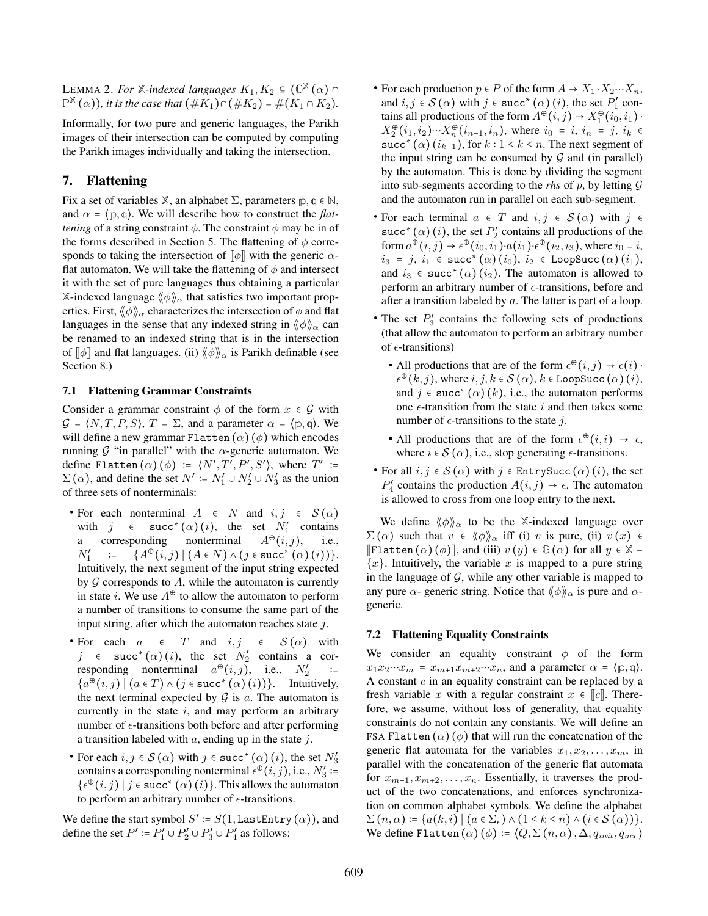LEMMA 2. *For $\mathbb{X}$-indexed languages $K_1, K_2 \subseteq (\mathbb{G}^{\mathbb{X}}(\alpha) \cap \mathbb{P}^{\mathbb{X}}(\alpha))$, it is the case that $(\#K_1) \cap (\#K_2) = \#(K_1 \cap K_2)$.*

Informally, for two pure and generic languages, the Parikh images of their intersection can be computed by computing the Parikh images individually and taking the intersection.

## 7. Flattening

Fix a set of variables $\mathbb{X}$, an alphabet $\Sigma$, parameters $\mathbb{p}, \mathbb{q} \in \mathbb{N}$, and $\alpha = \langle \mathbb{p}, \mathbb{q} \rangle$. We will describe how to construct the *flattening* of a string constraint $\phi$. The constraint $\phi$ may be in of the forms described in Section 5. The flattening of $\phi$ corresponds to taking the intersection of $[\![\phi]\!]$ with the generic $\alpha$-flat automaton. We will take the flattening of $\phi$ and intersect it with the set of pure languages thus obtaining a particular $\mathbb{X}$-indexed language $\langle\!\langle \phi \rangle\!\rangle_\alpha$ that satisfies two important properties. First, $\langle\!\langle \phi \rangle\!\rangle_\alpha$ characterizes the intersection of $\phi$ and flat languages in the sense that any indexed string in $\langle\!\langle \phi \rangle\!\rangle_\alpha$ can be renamed to an indexed string that is in the intersection of $[\![\phi]\!]$ and flat languages. (ii) $\langle\!\langle \phi \rangle\!\rangle_\alpha$ is Parikh definable (see Section 8.)

### 7.1 Flattening Grammar Constraints

Consider a grammar constraint $\phi$ of the form $x \in \mathcal{G}$ with $\mathcal{G} = \langle N, T, P, S \rangle$, $T = \Sigma$, and a parameter $\alpha = \langle \mathbb{p}, \mathbb{q} \rangle$. We will define a new grammar $\texttt{Flatten}(\alpha)(\phi)$ which encodes running $\mathcal{G}$ "in parallel" with the $\alpha$-generic automaton. We define $\texttt{Flatten}(\alpha)(\phi) := \langle N', T', P', S' \rangle$, where $T' := \Sigma(\alpha)$, and define the set $N' := N'_1 \cup N'_2 \cup N'_3$ as the union of three sets of nonterminals:

- For each nonterminal $A \in N$ and $i, j \in \mathcal{S}(\alpha)$ with $j \in \texttt{succ}^*(\alpha)(i)$, the set $N'_1$ contains a corresponding nonterminal $A^\oplus(i,j)$, i.e., $N'_1 := \{A^\oplus(i,j) \mid (A \in N) \wedge (j \in \texttt{succ}^*(\alpha)(i))\}$. Intuitively, the next segment of the input string expected by $\mathcal{G}$ corresponds to $A$, while the automaton is currently in state $i$. We use $A^\oplus$ to allow the automaton to perform a number of transitions to consume the same part of the input string, after which the automaton reaches state $j$.
- For each $a \in T$ and $i, j \in \mathcal{S}(\alpha)$ with $j \in \texttt{succ}^*(\alpha)(i)$, the set $N'_2$ contains a corresponding nonterminal $a^\oplus(i,j)$, i.e., $N'_2 := \{a^\oplus(i,j) \mid (a \in T) \wedge (j \in \texttt{succ}^*(\alpha)(i))\}$. Intuitively, the next terminal expected by $\mathcal{G}$ is $a$. The automaton is currently in the state $i$, and may perform an arbitrary number of $\epsilon$-transitions both before and after performing a transition labeled with $a$, ending up in the state $j$.
- For each $i, j \in \mathcal{S}(\alpha)$ with $j \in \texttt{succ}^*(\alpha)(i)$, the set $N'_3$ contains a corresponding nonterminal $\epsilon^\oplus(i,j)$, i.e., $N'_3 := \{\epsilon^\oplus(i,j) \mid j \in \texttt{succ}^*(\alpha)(i)\}$. This allows the automaton to perform an arbitrary number of $\epsilon$-transitions.

We define the start symbol $S' := S(1, \texttt{LastEntry}(\alpha))$, and define the set $P' := P'_1 \cup P'_2 \cup P'_3 \cup P'_4$ as follows:

- For each production $p \in P$ of the form $A \to X_1 \cdot X_2 \cdots X_n$, and $i, j \in \mathcal{S}(\alpha)$ with $j \in \texttt{succ}^*(\alpha)(i)$, the set $P'_1$ contains all productions of the form $A^\oplus(i,j) \to X_1^\oplus(i_0, i_1) \cdot X_2^\oplus(i_1, i_2) \cdots X_n^\oplus(i_{n-1}, i_n)$, where $i_0 = i$, $i_n = j$, $i_k \in \texttt{succ}^*(\alpha)(i_{k-1})$, for $k : 1 \le k \le n$. The next segment of the input string can be consumed by $\mathcal{G}$ and (in parallel) by the automaton. This is done by dividing the segment into sub-segments according to the *rhs* of $p$, by letting $\mathcal{G}$ and the automaton run in parallel on each sub-segment.
- For each terminal $a \in T$ and $i, j \in \mathcal{S}(\alpha)$ with $j \in \texttt{succ}^*(\alpha)(i)$, the set $P'_2$ contains all productions of the form $a^\oplus(i,j) \to \epsilon^\oplus(i_0, i_1) \cdot a(i_1) \cdot \epsilon^\oplus(i_2, i_3)$, where $i_0 = i$, $i_3 = j$, $i_1 \in \texttt{succ}^*(\alpha)(i_0)$, $i_2 \in \texttt{LoopSucc}(\alpha)(i_1)$, and $i_3 \in \texttt{succ}^*(\alpha)(i_2)$. The automaton is allowed to perform an arbitrary number of $\epsilon$-transitions, before and after a transition labeled by $a$. The latter is part of a loop.
- The set $P'_3$ contains the following sets of productions (that allow the automaton to perform an arbitrary number of $\epsilon$-transitions)
  - All productions that are of the form $\epsilon^\oplus(i,j) \to \epsilon(i) \cdot \epsilon^\oplus(k,j)$, where $i, j, k \in \mathcal{S}(\alpha)$, $k \in \texttt{LoopSucc}(\alpha)(i)$, and $j \in \texttt{succ}^*(\alpha)(k)$, i.e., the automaton performs one $\epsilon$-transition from the state $i$ and then takes some number of $\epsilon$-transitions to the state $j$.
  - All productions that are of the form $\epsilon^\oplus(i,i) \to \epsilon$, where $i \in \mathcal{S}(\alpha)$, i.e., stop generating $\epsilon$-transitions.
- For all $i, j \in \mathcal{S}(\alpha)$ with $j \in \texttt{EntrySucc}(\alpha)(i)$, the set $P'_4$ contains the production $A(i,j) \to \epsilon$. The automaton is allowed to cross from one loop entry to the next.

We define $\langle\!\langle \phi \rangle\!\rangle_\alpha$ to be the $\mathbb{X}$-indexed language over $\Sigma(\alpha)$ such that $v \in \langle\!\langle \phi \rangle\!\rangle_\alpha$ iff (i) $v$ is pure, (ii) $v(x) \in [\![\texttt{Flatten}(\alpha)(\phi)]\!]$, and (iii) $v(y) \in \mathbb{G}(\alpha)$ for all $y \in \mathbb{X} - \{x\}$. Intuitively, the variable $x$ is mapped to a pure string in the language of $\mathcal{G}$, while any other variable is mapped to any pure $\alpha$- generic string. Notice that $\langle\!\langle \phi \rangle\!\rangle_\alpha$ is pure and $\alpha$-generic.

### 7.2 Flattening Equality Constraints

We consider an equality constraint $\phi$ of the form $x_1 x_2 \cdots x_m = x_{m+1} x_{m+2} \cdots x_n$, and a parameter $\alpha = \langle \mathbb{p}, \mathbb{q} \rangle$. A constant $c$ in an equality constraint can be replaced by a fresh variable $x$ with a regular constraint $x \in [\![c]\!]$. Therefore, we assume, without loss of generality, that equality constraints do not contain any constants. We will define an FSA $\texttt{Flatten}(\alpha)(\phi)$ that will run the concatenation of the generic flat automata for the variables $x_1, x_2, \ldots, x_m$, in parallel with the concatenation of the generic flat automata for $x_{m+1}, x_{m+2}, \ldots, x_n$. Essentially, it traverses the product of the two concatenations, and enforces synchronization on common alphabet symbols. We define the alphabet $\Sigma(n, \alpha) := \{a(k,i) \mid (a \in \Sigma_\epsilon) \wedge (1 \le k \le n) \wedge (i \in \mathcal{S}(\alpha))\}$. We define $\texttt{Flatten}(\alpha)(\phi) := \langle Q, \Sigma(n, \alpha), \Delta, q_{init}, q_{acc} \rangle$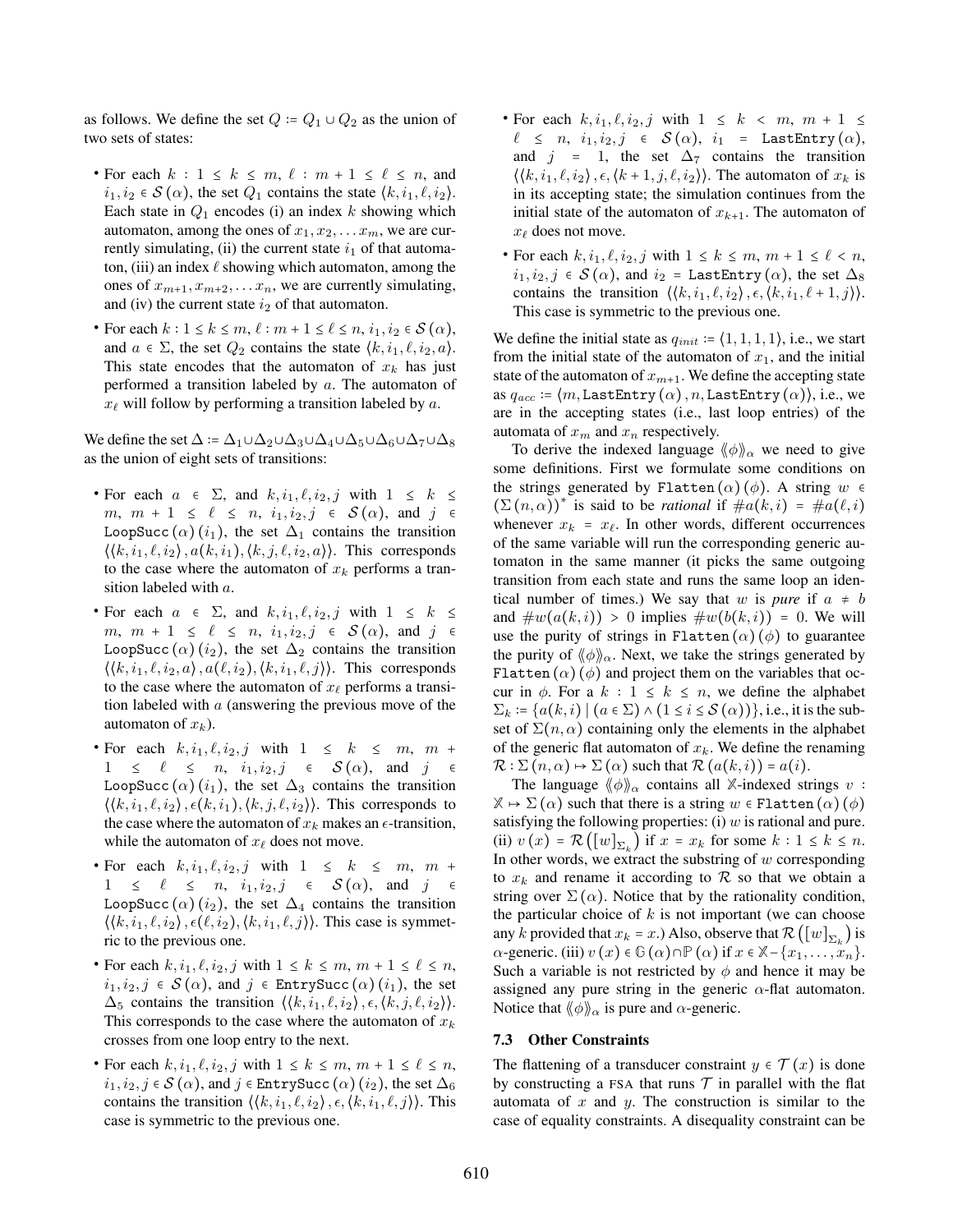as follows. We define the set $Q \coloneqq Q_1 \cup Q_2$ as the union of two sets of states:

- For each $k : 1 \leq k \leq m$, $\ell : m+1 \leq \ell \leq n$, and $i_1, i_2 \in \mathcal{S}(\alpha)$, the set $Q_1$ contains the state $\langle k, i_1, \ell, i_2 \rangle$. Each state in $Q_1$ encodes (i) an index $k$ showing which automaton, among the ones of $x_1, x_2, \ldots x_m$, we are currently simulating, (ii) the current state $i_1$ of that automaton, (iii) an index $\ell$ showing which automaton, among the ones of $x_{m+1}, x_{m+2}, \ldots x_n$, we are currently simulating, and (iv) the current state $i_2$ of that automaton.
- For each $k : 1 \leq k \leq m$, $\ell : m+1 \leq \ell \leq n$, $i_1, i_2 \in \mathcal{S}(\alpha)$, and $a \in \Sigma$, the set $Q_2$ contains the state $\langle k, i_1, \ell, i_2, a \rangle$. This state encodes that the automaton of $x_k$ has just performed a transition labeled by $a$. The automaton of $x_\ell$ will follow by performing a transition labeled by $a$.

We define the set $\Delta \coloneqq \Delta_1 \cup \Delta_2 \cup \Delta_3 \cup \Delta_4 \cup \Delta_5 \cup \Delta_6 \cup \Delta_7 \cup \Delta_8$ as the union of eight sets of transitions:

- For each $a \in \Sigma$, and $k, i_1, \ell, i_2, j$ with $1 \leq k \leq m$, $m+1 \leq \ell \leq n$, $i_1, i_2, j \in \mathcal{S}(\alpha)$, and $j \in \mathtt{LoopSucc}(\alpha)(i_1)$, the set $\Delta_1$ contains the transition $\langle \langle k, i_1, \ell, i_2 \rangle, a(k, i_1), \langle k, j, \ell, i_2, a \rangle \rangle$. This corresponds to the case where the automaton of $x_k$ performs a transition labeled with $a$.
- For each $a \in \Sigma$, and $k, i_1, \ell, i_2, j$ with $1 \leq k \leq m$, $m+1 \leq \ell \leq n$, $i_1, i_2, j \in \mathcal{S}(\alpha)$, and $j \in \mathtt{LoopSucc}(\alpha)(i_2)$, the set $\Delta_2$ contains the transition $\langle \langle k, i_1, \ell, i_2, a \rangle, a(\ell, i_2), \langle k, i_1, \ell, j \rangle \rangle$. This corresponds to the case where the automaton of $x_\ell$ performs a transition labeled with $a$ (answering the previous move of the automaton of $x_k$).
- For each $k, i_1, \ell, i_2, j$ with $1 \leq k \leq m$, $m+1 \leq \ell \leq n$, $i_1, i_2, j \in \mathcal{S}(\alpha)$, and $j \in \mathtt{LoopSucc}(\alpha)(i_1)$, the set $\Delta_3$ contains the transition $\langle \langle k, i_1, \ell, i_2 \rangle, \epsilon(k, i_1), \langle k, j, \ell, i_2 \rangle \rangle$. This corresponds to the case where the automaton of $x_k$ makes an $\epsilon$-transition, while the automaton of $x_\ell$ does not move.
- For each $k, i_1, \ell, i_2, j$ with $1 \leq k \leq m$, $m+1 \leq \ell \leq n$, $i_1, i_2, j \in \mathcal{S}(\alpha)$, and $j \in \mathtt{LoopSucc}(\alpha)(i_2)$, the set $\Delta_4$ contains the transition $\langle \langle k, i_1, \ell, i_2 \rangle, \epsilon(\ell, i_2), \langle k, i_1, \ell, j \rangle \rangle$. This case is symmetric to the previous one.
- For each $k, i_1, \ell, i_2, j$ with $1 \leq k \leq m$, $m+1 \leq \ell \leq n$, $i_1, i_2, j \in \mathcal{S}(\alpha)$, and $j \in \mathtt{EntrySucc}(\alpha)(i_1)$, the set $\Delta_5$ contains the transition $\langle \langle k, i_1, \ell, i_2 \rangle, \epsilon, \langle k, j, \ell, i_2 \rangle \rangle$. This corresponds to the case where the automaton of $x_k$ crosses from one loop entry to the next.
- For each $k, i_1, \ell, i_2, j$ with $1 \leq k \leq m$, $m+1 \leq \ell \leq n$, $i_1, i_2, j \in \mathcal{S}(\alpha)$, and $j \in \mathtt{EntrySucc}(\alpha)(i_2)$, the set $\Delta_6$ contains the transition $\langle \langle k, i_1, \ell, i_2 \rangle, \epsilon, \langle k, i_1, \ell, j \rangle \rangle$. This case is symmetric to the previous one.
- For each $k, i_1, \ell, i_2, j$ with $1 \leq k < m$, $m+1 \leq \ell \leq n$, $i_1, i_2, j \in \mathcal{S}(\alpha)$, $i_1 = \mathtt{LastEntry}(\alpha)$, and $j = 1$, the set $\Delta_7$ contains the transition $\langle \langle k, i_1, \ell, i_2 \rangle, \epsilon, \langle k+1, j, \ell, i_2 \rangle \rangle$. The automaton of $x_k$ is in its accepting state; the simulation continues from the initial state of the automaton of $x_{k+1}$. The automaton of $x_\ell$ does not move.
- For each $k, i_1, \ell, i_2, j$ with $1 \leq k \leq m$, $m+1 \leq \ell < n$, $i_1, i_2, j \in \mathcal{S}(\alpha)$, and $i_2 = \mathtt{LastEntry}(\alpha)$, the set $\Delta_8$ contains the transition $\langle \langle k, i_1, \ell, i_2 \rangle, \epsilon, \langle k, i_1, \ell+1, j \rangle \rangle$. This case is symmetric to the previous one.

We define the initial state as $q_{init} \coloneqq \langle 1, 1, 1, 1 \rangle$, i.e., we start from the initial state of the automaton of $x_1$, and the initial state of the automaton of $x_{m+1}$. We define the accepting state as $q_{acc} \coloneqq \langle m, \mathtt{LastEntry}(\alpha), n, \mathtt{LastEntry}(\alpha) \rangle$, i.e., we are in the accepting states (i.e., last loop entries) of the automata of $x_m$ and $x_n$ respectively.

To derive the indexed language $\langle\!\langle \phi \rangle\!\rangle_\alpha$ we need to give some definitions. First we formulate some conditions on the strings generated by $\mathtt{Flatten}(\alpha)(\phi)$. A string $w \in (\Sigma(n, \alpha))^*$ is said to be *rational* if $\#a(k, i) = \#a(\ell, i)$ whenever $x_k = x_\ell$. In other words, different occurrences of the same variable will run the corresponding generic automaton in the same manner (it picks the same outgoing transition from each state and runs the same loop an identical number of times.) We say that $w$ is *pure* if $a \neq b$ and $\#w(a(k, i)) > 0$ implies $\#w(b(k, i)) = 0$. We will use the purity of strings in $\mathtt{Flatten}(\alpha)(\phi)$ to guarantee the purity of $\langle\!\langle \phi \rangle\!\rangle_\alpha$. Next, we take the strings generated by $\mathtt{Flatten}(\alpha)(\phi)$ and project them on the variables that occur in $\phi$. For a $k : 1 \leq k \leq n$, we define the alphabet $\Sigma_k \coloneqq \{a(k, i) \mid (a \in \Sigma) \wedge (1 \leq i \leq \mathcal{S}(\alpha))\}$, i.e., it is the subset of $\Sigma(n, \alpha)$ containing only the elements in the alphabet of the generic flat automaton of $x_k$. We define the renaming $\mathcal{R} : \Sigma(n, \alpha) \mapsto \Sigma(\alpha)$ such that $\mathcal{R}(a(k, i)) = a(i)$.

The language $\langle\!\langle \phi \rangle\!\rangle_\alpha$ contains all $\mathbb{X}$-indexed strings $v : \mathbb{X} \mapsto \Sigma(\alpha)$ such that there is a string $w \in \mathtt{Flatten}(\alpha)(\phi)$ satisfying the following properties: (i) $w$ is rational and pure. (ii) $v(x) = \mathcal{R}([w]_{\Sigma_k})$ if $x = x_k$ for some $k : 1 \leq k \leq n$. In other words, we extract the substring of $w$ corresponding to $x_k$ and rename it according to $\mathcal{R}$ so that we obtain a string over $\Sigma(\alpha)$. Notice that by the rationality condition, the particular choice of $k$ is not important (we can choose any $k$ provided that $x_k = x$.) Also, observe that $\mathcal{R}([w]_{\Sigma_k})$ is $\alpha$-generic. (iii) $v(x) \in \mathbb{G}(\alpha) \cap \mathbb{P}(\alpha)$ if $x \in \mathbb{X} - \{x_1, \ldots, x_n\}$. Such a variable is not restricted by $\phi$ and hence it may be assigned any pure string in the generic $\alpha$-flat automaton. Notice that $\langle\!\langle \phi \rangle\!\rangle_\alpha$ is pure and $\alpha$-generic.

### 7.3 Other Constraints

The flattening of a transducer constraint $y \in \mathcal{T}(x)$ is done by constructing a FSA that runs $\mathcal{T}$ in parallel with the flat automata of $x$ and $y$. The construction is similar to the case of equality constraints. A disequality constraint can be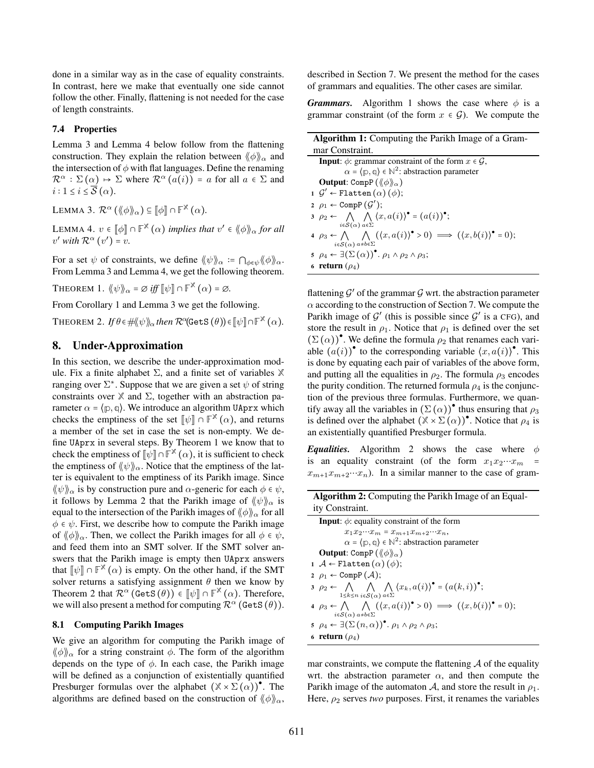done in a similar way as in the case of equality constraints. In contrast, here we make that eventually one side cannot follow the other. Finally, flattening is not needed for the case of length constraints.

### 7.4 Properties

Lemma 3 and Lemma 4 below follow from the flattening construction. They explain the relation between $\langle\!\langle \phi \rangle\!\rangle_\alpha$ and the intersection of $\phi$ with flat languages. Define the renaming $\mathcal{R}^\alpha : \Sigma(\alpha) \mapsto \Sigma$ where $\mathcal{R}^\alpha(a(i)) = a$ for all $a \in \Sigma$ and $i : 1 \le i \le \overline{\mathcal{S}}(\alpha)$.

LEMMA 3. $\mathcal{R}^\alpha(\langle\!\langle \phi \rangle\!\rangle_\alpha) \subseteq [\![\phi]\!] \cap \mathbb{F}^{\mathbb{X}}(\alpha)$.

LEMMA 4. *$v \in [\![\phi]\!] \cap \mathbb{F}^{\mathbb{X}}(\alpha)$ implies that $v' \in \langle\!\langle \phi \rangle\!\rangle_\alpha$ for all $v'$ with $\mathcal{R}^\alpha(v') = v$.*

For a set $\psi$ of constraints, we define $\langle\!\langle \psi \rangle\!\rangle_\alpha := \bigcap_{\phi \in \psi} \langle\!\langle \phi \rangle\!\rangle_\alpha$. From Lemma 3 and Lemma 4, we get the following theorem.

THEOREM 1. $\langle\!\langle \psi \rangle\!\rangle_\alpha = \emptyset$ *iff* $[\![\psi]\!] \cap \mathbb{F}^{\mathbb{X}}(\alpha) = \emptyset$.

From Corollary 1 and Lemma 3 we get the following.

THEOREM 2. *If $\theta \in \#\langle\!\langle \psi \rangle\!\rangle_\alpha$ then $\mathcal{R}^\alpha(\texttt{GetS}(\theta)) \in [\![\psi]\!] \cap \mathbb{F}^{\mathbb{X}}(\alpha)$.*

## 8. Under-Approximation

In this section, we describe the under-approximation module. Fix a finite alphabet $\Sigma$, and a finite set of variables $\mathbb{X}$ ranging over $\Sigma^*$. Suppose that we are given a set $\psi$ of string constraints over $\mathbb{X}$ and $\Sigma$, together with an abstraction parameter $\alpha = \langle \mathbb{p}, \mathbb{q} \rangle$. We introduce an algorithm UAprx which checks the emptiness of the set $[\![\psi]\!] \cap \mathbb{F}^{\mathbb{X}}(\alpha)$, and returns a member of the set in case the set is non-empty. We define UAprx in several steps. By Theorem 1 we know that to check the emptiness of $[\![\psi]\!] \cap \mathbb{F}^{\mathbb{X}}(\alpha)$, it is sufficient to check the emptiness of $\langle\!\langle \psi \rangle\!\rangle_\alpha$. Notice that the emptiness of the latter is equivalent to the emptiness of its Parikh image. Since $\langle\!\langle \psi \rangle\!\rangle_\alpha$ is by construction pure and $\alpha$-generic for each $\phi \in \psi$, it follows by Lemma 2 that the Parikh image of $\langle\!\langle \psi \rangle\!\rangle_\alpha$ is equal to the intersection of the Parikh images of $\langle\!\langle \phi \rangle\!\rangle_\alpha$ for all $\phi \in \psi$. First, we describe how to compute the Parikh image of $\langle\!\langle \phi \rangle\!\rangle_\alpha$. Then, we collect the Parikh images for all $\phi \in \psi$, and feed them into an SMT solver. If the SMT solver answers that the Parikh image is empty then UAprx answers that $[\![\psi]\!] \cap \mathbb{F}^{\mathbb{X}}(\alpha)$ is empty. On the other hand, if the SMT solver returns a satisfying assignment $\theta$ then we know by Theorem 2 that $\mathcal{R}^\alpha(\texttt{GetS}(\theta)) \in [\![\psi]\!] \cap \mathbb{F}^{\mathbb{X}}(\alpha)$. Therefore, we will also present a method for computing $\mathcal{R}^\alpha(\texttt{GetS}(\theta))$.

### 8.1 Computing Parikh Images

We give an algorithm for computing the Parikh image of $\langle\!\langle \phi \rangle\!\rangle_\alpha$ for a string constraint $\phi$. The form of the algorithm depends on the type of $\phi$. In each case, the Parikh image will be defined as a conjunction of existentially quantified Presburger formulas over the alphabet $(\mathbb{X} \times \Sigma(\alpha))^\bullet$. The algorithms are defined based on the construction of $\langle\!\langle \phi \rangle\!\rangle_\alpha$, described in Section 7. We present the method for the cases of grammars and equalities. The other cases are similar.

***Grammars.*** Algorithm 1 shows the case where $\phi$ is a grammar constraint (of the form $x \in \mathcal{G}$). We compute the flattening $\mathcal{G}'$ of the grammar $\mathcal{G}$ wrt. the abstraction parameter $\alpha$ according to the construction of Section 7. We compute the Parikh image of $\mathcal{G}'$ (this is possible since $\mathcal{G}'$ is a CFG), and store the result in $\rho_1$. Notice that $\rho_1$ is defined over the set $(\Sigma(\alpha))^\bullet$. We define the formula $\rho_2$ that renames each variable $(a(i))^\bullet$ to the corresponding variable $\langle x, a(i) \rangle^\bullet$. This is done by equating each pair of variables of the above form, and putting all the equalities in $\rho_2$. The formula $\rho_3$ encodes the purity condition. The returned formula $\rho_4$ is the conjunction of the previous three formulas. Furthermore, we quantify away all the variables in $(\Sigma(\alpha))^\bullet$ thus ensuring that $\rho_3$ is defined over the alphabet $(\mathbb{X} \times \Sigma(\alpha))^\bullet$. Notice that $\rho_4$ is an existentially quantified Presburger formula.

**Algorithm 1:** Computing the Parikh Image of a Grammar Constraint.

**Input**: $\phi$: grammar constraint of the form $x \in \mathcal{G}$,
$\alpha = \langle \mathbb{p}, \mathbb{q} \rangle \in \mathbb{N}^2$: abstraction parameter
**Output**: $\texttt{CompP}(\langle\!\langle \phi \rangle\!\rangle_\alpha)$

1. $\mathcal{G}' \leftarrow \texttt{Flatten}(\alpha)(\phi)$;
2. $\rho_1 \leftarrow \texttt{CompP}(\mathcal{G}')$;
3. $\rho_2 \leftarrow \bigwedge_{i \in \mathcal{S}(\alpha)} \bigwedge_{a \in \Sigma} \langle x, a(i) \rangle^\bullet = (a(i))^\bullet$;
4. $\rho_3 \leftarrow \bigwedge_{i \in \mathcal{S}(\alpha)} \bigwedge_{a \neq b \in \Sigma} (\langle x, a(i) \rangle^\bullet > 0) \implies (\langle x, b(i) \rangle^\bullet = 0)$;
5. $\rho_4 \leftarrow \exists (\Sigma(\alpha))^\bullet .\ \rho_1 \wedge \rho_2 \wedge \rho_3$;
6. **return** $(\rho_4)$

***Equalities.*** Algorithm 2 shows the case where $\phi$ is an equality constraint (of the form $x_1 x_2 \cdots x_m = x_{m+1} x_{m+2} \cdots x_n$). In a similar manner to the case of grammar constraints, we compute the flattening $\mathcal{A}$ of the equality wrt. the abstraction parameter $\alpha$, and then compute the Parikh image of the automaton $\mathcal{A}$, and store the result in $\rho_1$. Here, $\rho_2$ serves *two* purposes. First, it renames the variables

**Algorithm 2:** Computing the Parikh Image of an Equality Constraint.

**Input**: $\phi$: equality constraint of the form
$x_1 x_2 \cdots x_m = x_{m+1} x_{m+2} \cdots x_n$,
$\alpha = \langle \mathbb{p}, \mathbb{q} \rangle \in \mathbb{N}^2$: abstraction parameter
**Output**: $\texttt{CompP}(\langle\!\langle \phi \rangle\!\rangle_\alpha)$

1. $\mathcal{A} \leftarrow \texttt{Flatten}(\alpha)(\phi)$;
2. $\rho_1 \leftarrow \texttt{CompP}(\mathcal{A})$;
3. $\rho_2 \leftarrow \bigwedge_{1 \le k \le n} \bigwedge_{i \in \mathcal{S}(\alpha)} \bigwedge_{a \in \Sigma} \langle x_k, a(i) \rangle^\bullet = (a(k, i))^\bullet$;
4. $\rho_3 \leftarrow \bigwedge_{i \in \mathcal{S}(\alpha)} \bigwedge_{a \neq b \in \Sigma} (\langle x, a(i) \rangle^\bullet > 0) \implies (\langle x, b(i) \rangle^\bullet = 0)$;
5. $\rho_4 \leftarrow \exists (\Sigma(n, \alpha))^\bullet .\ \rho_1 \wedge \rho_2 \wedge \rho_3$;
6. **return** $(\rho_4)$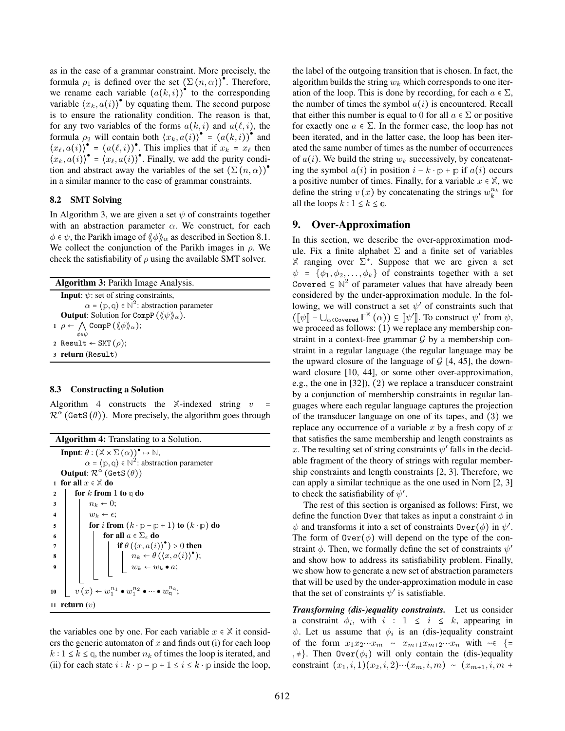as in the case of a grammar constraint. More precisely, the formula $\rho_1$ is defined over the set $(\Sigma(n,\alpha))^\bullet$. Therefore, we rename each variable $(a(k,i))^\bullet$ to the corresponding variable $\langle x_k, a(i)\rangle^\bullet$ by equating them. The second purpose is to ensure the rationality condition. The reason is that, for any two variables of the forms $a(k,i)$ and $a(\ell,i)$, the formula $\rho_2$ will contain both $\langle x_k, a(i)\rangle^\bullet = (a(k,i))^\bullet$ and $\langle x_\ell, a(i)\rangle^\bullet = (a(\ell,i))^\bullet$. This implies that if $x_k = x_\ell$ then $\langle x_k, a(i)\rangle^\bullet = \langle x_\ell, a(i)\rangle^\bullet$. Finally, we add the purity condition and abstract away the variables of the set $(\Sigma(n,\alpha))^\bullet$ in a similar manner to the case of grammar constraints.

### 8.2 SMT Solving

In Algorithm 3, we are given a set $\psi$ of constraints together with an abstraction parameter $\alpha$. We construct, for each $\phi \in \psi$, the Parikh image of $\langle\!\langle \phi \rangle\!\rangle_\alpha$ as described in Section 8.1. We collect the conjunction of the Parikh images in $\rho$. We check the satisfiability of $\rho$ using the available SMT solver.

**Algorithm 3:** Parikh Image Analysis.

**Input**: $\psi$: set of string constraints,
$\alpha = \langle \mathbb{p}, \mathbb{q} \rangle \in \mathbb{N}^2$: abstraction parameter
**Output**: Solution for $\texttt{CompP}(\langle\!\langle \psi \rangle\!\rangle_\alpha)$.

```
1  ρ ← ⋀_{φ∈ψ} CompP(⟨⟨φ⟩⟩_α);
2  Result ← SMT(ρ);
3  return (Result)
```

### 8.3 Constructing a Solution

Algorithm 4 constructs the $\mathbb{X}$-indexed string $v = \mathcal{R}^\alpha(\texttt{GetS}(\theta))$. More precisely, the algorithm goes through the variables one by one. For each variable $x \in \mathbb{X}$ it considers the generic automaton of $x$ and finds out (i) for each loop $k : 1 \le k \le \mathbb{q}$, the number $n_k$ of times the loop is iterated, and (ii) for each state $i : k \cdot \mathbb{p} - \mathbb{p} + 1 \le i \le k \cdot \mathbb{p}$ inside the loop, the label of the outgoing transition that is chosen. In fact, the algorithm builds the string $w_k$ which corresponds to one iteration of the loop. This is done by recording, for each $a \in \Sigma$, the number of times the symbol $a(i)$ is encountered. Recall that either this number is equal to 0 for all $a \in \Sigma$ or positive for exactly one $a \in \Sigma$. In the former case, the loop has not been iterated, and in the latter case, the loop has been iterated the same number of times as the number of occurrences of $a(i)$. We build the string $w_k$ successively, by concatenating the symbol $a(i)$ in position $i - k \cdot \mathbb{p} + \mathbb{p}$ if $a(i)$ occurs a positive number of times. Finally, for a variable $x \in \mathbb{X}$, we define the string $v(x)$ by concatenating the strings $w_k^{n_k}$ for all the loops $k : 1 \le k \le \mathbb{q}$.

**Algorithm 4:** Translating to a Solution.

**Input**: $\theta : (\mathbb{X} \times \Sigma(\alpha))^\bullet \mapsto \mathbb{N}$,
$\alpha = \langle \mathbb{p}, \mathbb{q} \rangle \in \mathbb{N}^2$: abstraction parameter
**Output**: $\mathcal{R}^\alpha(\texttt{GetS}(\theta))$

```
1  for all x ∈ X do
2      for k from 1 to q do
3          n_k ← 0;
4          w_k ← ε;
5          for i from (k·p − p + 1) to (k·p) do
6              for all a ∈ Σ_ε do
7                  if θ(⟨x, a(i)⟩•) > 0 then
8                      n_k ← θ(⟨x, a(i)⟩•);
9                      w_k ← w_k • a;
10     v(x) ← w_1^{n_1} • w_1^{n_2} • ··· • w_q^{n_q};
11 return (v)
```

## 9. Over-Approximation

In this section, we describe the over-approximation module. Fix a finite alphabet $\Sigma$ and a finite set of variables $\mathbb{X}$ ranging over $\Sigma^*$. Suppose that we are given a set $\psi = \{\phi_1, \phi_2, \ldots, \phi_k\}$ of constraints together with a set $\texttt{Covered} \subseteq \mathbb{N}^2$ of parameter values that have already been considered by the under-approximation module. In the following, we will construct a set $\psi'$ of constraints such that $([\![\psi]\!] - \bigcup_{\alpha \in \texttt{Covered}} \mathbb{F}^{\mathbb{X}}(\alpha)) \subseteq [\![\psi']\!]$. To construct $\psi'$ from $\psi$, we proceed as follows: (1) we replace any membership constraint in a context-free grammar $\mathcal{G}$ by a membership constraint in a regular language (the regular language may be the upward closure of the language of $\mathcal{G}$ [4, 45], the downward closure [10, 44], or some other over-approximation, e.g., the one in [32]), (2) we replace a transducer constraint by a conjunction of membership constraints in regular languages where each regular language captures the projection of the transducer language on one of its tapes, and (3) we replace any occurrence of a variable $x$ by a fresh copy of $x$ that satisfies the same membership and length constraints as $x$. The resulting set of string constraints $\psi'$ falls in the decidable fragment of the theory of strings with regular membership constraints and length constraints [2, 3]. Therefore, we can apply a similar technique as the one used in Norn [2, 3] to check the satisfiability of $\psi'$.

The rest of this section is organised as follows: First, we define the function $\texttt{Over}$ that takes as input a constraint $\phi$ in $\psi$ and transforms it into a set of constraints $\texttt{Over}(\phi)$ in $\psi'$. The form of $\texttt{Over}(\phi)$ will depend on the type of the constraint $\phi$. Then, we formally define the set of constraints $\psi'$ and show how to address its satisfiability problem. Finally, we show how to generate a new set of abstraction parameters that will be used by the under-approximation module in case that the set of constraints $\psi'$ is satisfiable.

***Transforming (dis-)equality constraints.*** Let us consider a constraint $\phi_i$, with $i : 1 \le i \le k$, appearing in $\psi$. Let us assume that $\phi_i$ is an (dis-)equality constraint of the form $x_1 x_2 \cdots x_m \sim x_{m+1} x_{m+2} \cdots x_n$ with $\sim \in \{=, \ne\}$. Then $\texttt{Over}(\phi_i)$ will only contain the (dis-)equality constraint $(x_1, i, 1)(x_2, i, 2) \cdots (x_m, i, m) \sim (x_{m+1}, i, m +$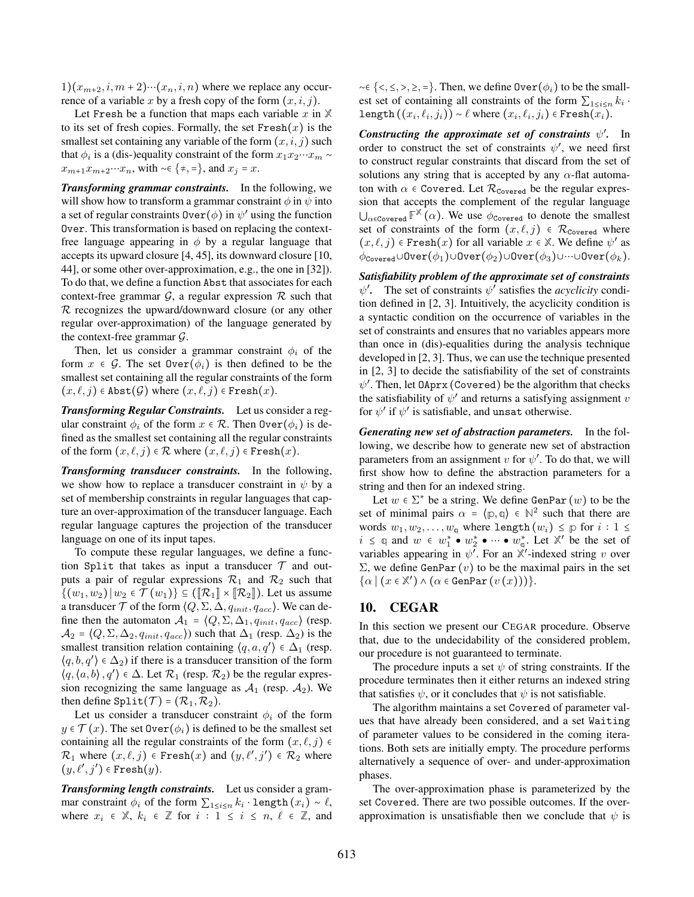$1)(x_{m+2}, i, m+2)\cdots(x_n, i, n)$ where we replace any occurrence of a variable $x$ by a fresh copy of the form $(x, i, j)$.

Let Fresh be a function that maps each variable $x$ in $\mathbb{X}$ to its set of fresh copies. Formally, the set $\texttt{Fresh}(x)$ is the smallest set containing any variable of the form $(x, i, j)$ such that $\phi_i$ is a (dis-)equality constraint of the form $x_1 x_2 \cdots x_m \sim x_{m+1} x_{m+2} \cdots x_n$, with $\sim \in \{\neq, =\}$, and $x_j = x$.

***Transforming grammar constraints.*** In the following, we will show how to transform a grammar constraint $\phi$ in $\psi$ into a set of regular constraints $\texttt{Over}(\phi)$ in $\psi'$ using the function Over. This transformation is based on replacing the context-free language appearing in $\phi$ by a regular language that accepts its upward closure [4, 45], its downward closure [10, 44], or some other over-approximation, e.g., the one in [32]). To do that, we define a function Abst that associates for each context-free grammar $\mathcal{G}$, a regular expression $\mathcal{R}$ such that $\mathcal{R}$ recognizes the upward/downward closure (or any other regular over-approximation) of the language generated by the context-free grammar $\mathcal{G}$.

Then, let us consider a grammar constraint $\phi_i$ of the form $x \in \mathcal{G}$. The set $\texttt{Over}(\phi_i)$ is then defined to be the smallest set containing all the regular constraints of the form $(x, \ell, j) \in \texttt{Abst}(\mathcal{G})$ where $(x, \ell, j) \in \texttt{Fresh}(x)$.

***Transforming Regular Constraints.*** Let us consider a regular constraint $\phi_i$ of the form $x \in \mathcal{R}$. Then $\texttt{Over}(\phi_i)$ is defined as the smallest set containing all the regular constraints of the form $(x, \ell, j) \in \mathcal{R}$ where $(x, \ell, j) \in \texttt{Fresh}(x)$.

***Transforming transducer constraints.*** In the following, we show how to replace a transducer constraint in $\psi$ by a set of membership constraints in regular languages that capture an over-approximation of the transducer language. Each regular language captures the projection of the transducer language on one of its input tapes.

To compute these regular languages, we define a function Split that takes as input a transducer $\mathcal{T}$ and outputs a pair of regular expressions $\mathcal{R}_1$ and $\mathcal{R}_2$ such that $\{(w_1, w_2) \mid w_2 \in \mathcal{T}(w_1)\} \subseteq ([\![\mathcal{R}_1]\!] \times [\![\mathcal{R}_2]\!])$. Let us assume a transducer $\mathcal{T}$ of the form $\langle Q, \Sigma, \Delta, q_{init}, q_{acc} \rangle$. We can define then the automaton $\mathcal{A}_1 = \langle Q, \Sigma, \Delta_1, q_{init}, q_{acc} \rangle$ (resp. $\mathcal{A}_2 = \langle Q, \Sigma, \Delta_2, q_{init}, q_{acc} \rangle$) such that $\Delta_1$ (resp. $\Delta_2$) is the smallest transition relation containing $\langle q, a, q' \rangle \in \Delta_1$ (resp. $\langle q, b, q' \rangle \in \Delta_2$) if there is a transducer transition of the form $\langle q, \langle a, b \rangle, q' \rangle \in \Delta$. Let $\mathcal{R}_1$ (resp. $\mathcal{R}_2$) be the regular expression recognizing the same language as $\mathcal{A}_1$ (resp. $\mathcal{A}_2$). We then define $\texttt{Split}(\mathcal{T}) = (\mathcal{R}_1, \mathcal{R}_2)$.

Let us consider a transducer constraint $\phi_i$ of the form $y \in \mathcal{T}(x)$. The set $\texttt{Over}(\phi_i)$ is defined to be the smallest set containing all the regular constraints of the form $(x, \ell, j) \in \mathcal{R}_1$ where $(x, \ell, j) \in \texttt{Fresh}(x)$ and $(y, \ell', j') \in \mathcal{R}_2$ where $(y, \ell', j') \in \texttt{Fresh}(y)$.

***Transforming length constraints.*** Let us consider a grammar constraint $\phi_i$ of the form $\sum_{1 \le i \le n} k_i \cdot \texttt{length}(x_i) \sim \ell$, where $x_i \in \mathbb{X}$, $k_i \in \mathbb{Z}$ for $i : 1 \le i \le n$, $\ell \in \mathbb{Z}$, and $\sim \in \{<, \le, >, \ge, =\}$. Then, we define $\texttt{Over}(\phi_i)$ to be the smallest set of containing all constraints of the form $\sum_{1 \le i \le n} k_i \cdot \texttt{length}((x_i, \ell_i, j_i)) \sim \ell$ where $(x_i, \ell_i, j_i) \in \texttt{Fresh}(x_i)$.

***Constructing the approximate set of constraints $\psi'$.*** In order to construct the set of constraints $\psi'$, we need first to construct regular constraints that discard from the set of solutions any string that is accepted by any $\alpha$-flat automaton with $\alpha \in \texttt{Covered}$. Let $\mathcal{R}_{\texttt{Covered}}$ be the regular expression that accepts the complement of the regular language $\bigcup_{\alpha \in \texttt{Covered}} \mathbb{F}^{\mathbb{X}}(\alpha)$. We use $\phi_{\texttt{Covered}}$ to denote the smallest set of constraints of the form $(x, \ell, j) \in \mathcal{R}_{\texttt{Covered}}$ where $(x, \ell, j) \in \texttt{Fresh}(x)$ for all variable $x \in \mathbb{X}$. We define $\psi'$ as $\phi_{\texttt{Covered}} \cup \texttt{Over}(\phi_1) \cup \texttt{Over}(\phi_2) \cup \texttt{Over}(\phi_3) \cup \cdots \cup \texttt{Over}(\phi_k)$.

***Satisfiability problem of the approximate set of constraints $\psi'$.*** The set of constraints $\psi'$ satisfies the *acyclicity* condition defined in [2, 3]. Intuitively, the acyclicity condition is a syntactic condition on the occurrence of variables in the set of constraints and ensures that no variables appears more than once in (dis)-equalities during the analysis technique developed in [2, 3]. Thus, we can use the technique presented in [2, 3] to decide the satisfiability of the set of constraints $\psi'$. Then, let $\texttt{OAprx}(\texttt{Covered})$ be the algorithm that checks the satisfiability of $\psi'$ and returns a satisfying assignment $v$ for $\psi'$ if $\psi'$ is satisfiable, and unsat otherwise.

***Generating new set of abstraction parameters.*** In the following, we describe how to generate new set of abstraction parameters from an assignment $v$ for $\psi'$. To do that, we will first show how to define the abstraction parameters for a string and then for an indexed string.

Let $w \in \Sigma^*$ be a string. We define $\texttt{GenPar}(w)$ to be the set of minimal pairs $\alpha = \langle \mathbb{p}, \mathbb{q} \rangle \in \mathbb{N}^2$ such that there are words $w_1, w_2, \ldots, w_{\mathbb{q}}$ where $\texttt{length}(w_i) \le \mathbb{p}$ for $i : 1 \le i \le \mathbb{q}$ and $w \in w_1^* \bullet w_2^* \bullet \cdots \bullet w_{\mathbb{q}}^*$. Let $\mathbb{X}'$ be the set of variables appearing in $\psi'$. For an $\mathbb{X}'$-indexed string $v$ over $\Sigma$, we define $\texttt{GenPar}(v)$ to be the maximal pairs in the set $\{\alpha \mid (x \in \mathbb{X}') \wedge (\alpha \in \texttt{GenPar}(v(x)))\}$.

## 10. CEGAR

In this section we present our CEGAR procedure. Observe that, due to the undecidability of the considered problem, our procedure is not guaranteed to terminate.

The procedure inputs a set $\psi$ of string constraints. If the procedure terminates then it either returns an indexed string that satisfies $\psi$, or it concludes that $\psi$ is not satisfiable.

The algorithm maintains a set Covered of parameter values that have already been considered, and a set Waiting of parameter values to be considered in the coming iterations. Both sets are initially empty. The procedure performs alternatively a sequence of over- and under-approximation phases.

The over-approximation phase is parameterized by the set Covered. There are two possible outcomes. If the over-approximation is unsatisfiable then we conclude that $\psi$ is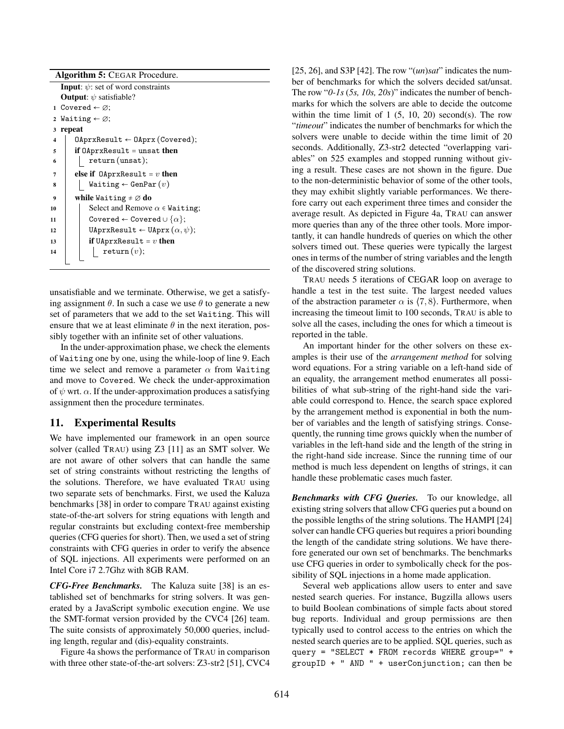**Algorithm 5:** CEGAR Procedure.

```
Input: ψ: set of word constraints
Output: ψ satisfiable?
1  Covered ← ∅;
2  Waiting ← ∅;
3  repeat
4      OAprxResult ← OAprx(Covered);
5      if OAprxResult = unsat then
6          return(unsat);
7      else if OAprxResult = v then
8          Waiting ← GenPar(v)
9      while Waiting ≠ ∅ do
10         Select and Remove α ∈ Waiting;
11         Covered ← Covered ∪ {α};
12         UAprxResult ← UAprx(α, ψ);
13         if UAprxResult = v then
14             return(v);
```

unsatisfiable and we terminate. Otherwise, we get a satisfying assignment $\theta$. In such a case we use $\theta$ to generate a new set of parameters that we add to the set Waiting. This will ensure that we at least eliminate $\theta$ in the next iteration, possibly together with an infinite set of other valuations.

In the under-approximation phase, we check the elements of Waiting one by one, using the while-loop of line 9. Each time we select and remove a parameter $\alpha$ from Waiting and move to Covered. We check the under-approximation of $\psi$ wrt. $\alpha$. If the under-approximation produces a satisfying assignment then the procedure terminates.

## 11. Experimental Results

We have implemented our framework in an open source solver (called TRAU) using Z3 [11] as an SMT solver. We are not aware of other solvers that can handle the same set of string constraints without restricting the lengths of the solutions. Therefore, we have evaluated TRAU using two separate sets of benchmarks. First, we used the Kaluza benchmarks [38] in order to compare TRAU against existing state-of-the-art solvers for string equations with length and regular constraints but excluding context-free membership queries (CFG queries for short). Then, we used a set of string constraints with CFG queries in order to verify the absence of SQL injections. All experiments were performed on an Intel Core i7 2.7Ghz with 8GB RAM.

***CFG-Free Benchmarks.*** The Kaluza suite [38] is an established set of benchmarks for string solvers. It was generated by a JavaScript symbolic execution engine. We use the SMT-format version provided by the CVC4 [26] team. The suite consists of approximately 50,000 queries, including length, regular and (dis)-equality constraints.

Figure 4a shows the performance of TRAU in comparison with three other state-of-the-art solvers: Z3-str2 [51], CVC4 [25, 26], and S3P [42]. The row "*(un)sat*" indicates the number of benchmarks for which the solvers decided sat/unsat. The row "*0-1s* (*5s, 10s, 20s*)" indicates the number of benchmarks for which the solvers are able to decide the outcome within the time limit of 1 (5, 10, 20) second(s). The row "*timeout*" indicates the number of benchmarks for which the solvers were unable to decide within the time limit of 20 seconds. Additionally, Z3-str2 detected "overlapping variables" on 525 examples and stopped running without giving a result. These cases are not shown in the figure. Due to the non-deterministic behavior of some of the other tools, they may exhibit slightly variable performances. We therefore carry out each experiment three times and consider the average result. As depicted in Figure 4a, TRAU can answer more queries than any of the three other tools. More importantly, it can handle hundreds of queries on which the other solvers timed out. These queries were typically the largest ones in terms of the number of string variables and the length of the discovered string solutions.

TRAU needs 5 iterations of CEGAR loop on average to handle a test in the test suite. The largest needed values of the abstraction parameter $\alpha$ is $\langle 7, 8 \rangle$. Furthermore, when increasing the timeout limit to 100 seconds, TRAU is able to solve all the cases, including the ones for which a timeout is reported in the table.

An important hinder for the other solvers on these examples is their use of the *arrangement method* for solving word equations. For a string variable on a left-hand side of an equality, the arrangement method enumerates all possibilities of what sub-string of the right-hand side the variable could correspond to. Hence, the search space explored by the arrangement method is exponential in both the number of variables and the length of satisfying strings. Consequently, the running time grows quickly when the number of variables in the left-hand side and the length of the string in the right-hand side increase. Since the running time of our method is much less dependent on lengths of strings, it can handle these problematic cases much faster.

***Benchmarks with CFG Queries.*** To our knowledge, all existing string solvers that allow CFG queries put a bound on the possible lengths of the string solutions. The HAMPI [24] solver can handle CFG queries but requires a priori bounding the length of the candidate string solutions. We have therefore generated our own set of benchmarks. The benchmarks use CFG queries in order to symbolically check for the possibility of SQL injections in a home made application.

Several web applications allow users to enter and save nested search queries. For instance, Bugzilla allows users to build Boolean combinations of simple facts about stored bug reports. Individual and group permissions are then typically used to control access to the entries on which the nested search queries are to be applied. SQL queries, such as `query = "SELECT * FROM records WHERE group=" + groupID + " AND " + userConjunction;` can then be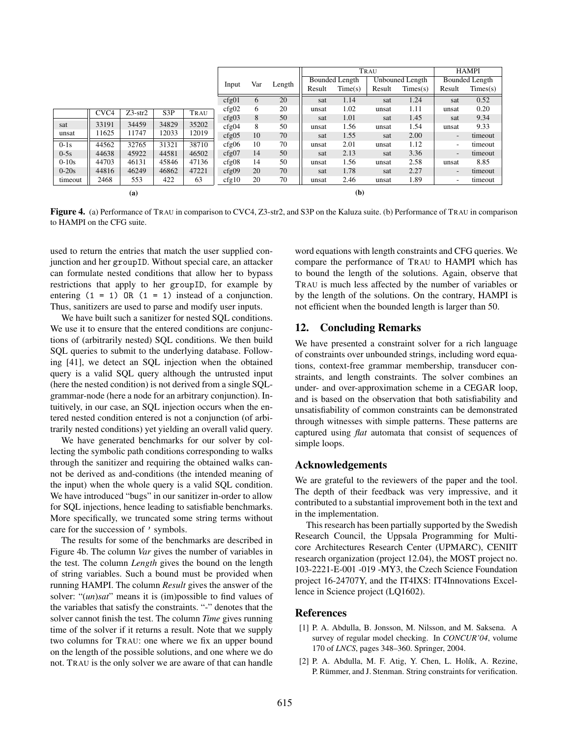|  | CVC4 | Z3-str2 | S3P | TRAU |
|---|---|---|---|---|
| sat | 33191 | 34459 | 34829 | 35202 |
| unsat | 11625 | 11747 | 12033 | 12019 |
| 0-1s | 44562 | 32765 | 31321 | 38710 |
| 0-5s | 44638 | 45922 | 44581 | 46502 |
| 0-10s | 44703 | 46131 | 45846 | 47136 |
| 0-20s | 44816 | 46249 | 46862 | 47221 |
| timeout | 2468 | 553 | 422 | 63 |

**(a)**

| Input | Var | Length | TRAU | | | | HAMPI | |
|---|---|---|---|---|---|---|---|---|
| | | | Bounded Length | | Unbouned Length | | Bounded Length | |
| | | | Result | Time(s) | Result | Times(s) | Result | Times(s) |
| cfg01 | 6 | 20 | sat | 1.14 | sat | 1.24 | sat | 0.52 |
| cfg02 | 6 | 20 | unsat | 1.02 | unsat | 1.11 | unsat | 0.20 |
| cfg03 | 8 | 50 | sat | 1.01 | sat | 1.45 | sat | 9.34 |
| cfg04 | 8 | 50 | unsat | 1.56 | unsat | 1.54 | unsat | 9.33 |
| cfg05 | 10 | 70 | sat | 1.55 | sat | 2.00 | - | timeout |
| cfg06 | 10 | 70 | unsat | 2.01 | unsat | 1.12 | - | timeout |
| cfg07 | 14 | 50 | sat | 2.13 | sat | 3.36 | - | timeout |
| cfg08 | 14 | 50 | unsat | 1.56 | unsat | 2.58 | unsat | 8.85 |
| cfg09 | 20 | 70 | sat | 1.78 | sat | 2.27 | - | timeout |
| cfg10 | 20 | 70 | unsat | 2.46 | unsat | 1.89 | - | timeout |

**(b)**

**Figure 4.** (a) Performance of TRAU in comparison to CVC4, Z3-str2, and S3P on the Kaluza suite. (b) Performance of TRAU in comparison to HAMPI on the CFG suite.

used to return the entries that match the user supplied conjunction and her `groupID`. Without special care, an attacker can formulate nested conditions that allow her to bypass restrictions that apply to her `groupID`, for example by entering `(1 = 1) OR (1 = 1)` instead of a conjunction. Thus, sanitizers are used to parse and modify user inputs.

We have built such a sanitizer for nested SQL conditions. We use it to ensure that the entered conditions are conjunctions of (arbitrarily nested) SQL conditions. We then build SQL queries to submit to the underlying database. Following [41], we detect an SQL injection when the obtained query is a valid SQL query although the untrusted input (here the nested condition) is not derived from a single SQL-grammar-node (here a node for an arbitrary conjunction). Intuitively, in our case, an SQL injection occurs when the entered nested condition entered is not a conjunction (of arbitrarily nested conditions) yet yielding an overall valid query.

We have generated benchmarks for our solver by collecting the symbolic path conditions corresponding to walks through the sanitizer and requiring the obtained walks cannot be derived as and-conditions (the intended meaning of the input) when the whole query is a valid SQL condition. We have introduced "bugs" in our sanitizer in-order to allow for SQL injections, hence leading to satisfiable benchmarks. More specifically, we truncated some string terms without care for the succession of `'` symbols.

The results for some of the benchmarks are described in Figure 4b. The column *Var* gives the number of variables in the test. The column *Length* gives the bound on the length of string variables. Such a bound must be provided when running HAMPI. The column *Result* gives the answer of the solver: "(*un*)*sat*" means it is (im)possible to find values of the variables that satisfy the constraints. "-" denotes that the solver cannot finish the test. The column *Time* gives running time of the solver if it returns a result. Note that we supply two columns for TRAU: one where we fix an upper bound on the length of the possible solutions, and one where we do not. TRAU is the only solver we are aware of that can handle word equations with length constraints and CFG queries. We compare the performance of TRAU to HAMPI which has to bound the length of the solutions. Again, observe that TRAU is much less affected by the number of variables or by the length of the solutions. On the contrary, HAMPI is not efficient when the bounded length is larger than 50.

## 12. Concluding Remarks

We have presented a constraint solver for a rich language of constraints over unbounded strings, including word equations, context-free grammar membership, transducer constraints, and length constraints. The solver combines an under- and over-approximation scheme in a CEGAR loop, and is based on the observation that both satisfiability and unsatisfiability of common constraints can be demonstrated through witnesses with simple patterns. These patterns are captured using *flat* automata that consist of sequences of simple loops.

## Acknowledgements

We are grateful to the reviewers of the paper and the tool. The depth of their feedback was very impressive, and it contributed to a substantial improvement both in the text and in the implementation.

This research has been partially supported by the Swedish Research Council, the Uppsala Programming for Multicore Architectures Research Center (UPMARC), CENIIT research organization (project 12.04), the MOST project no. 103-2221-E-001 -019 -MY3, the Czech Science Foundation project 16-24707Y, and the IT4IXS: IT4Innovations Excellence in Science project (LQ1602).

## References

[1] P. A. Abdulla, B. Jonsson, M. Nilsson, and M. Saksena. A survey of regular model checking. In *CONCUR'04*, volume 170 of *LNCS*, pages 348–360. Springer, 2004.

[2] P. A. Abdulla, M. F. Atig, Y. Chen, L. Holík, A. Rezine, P. Rümmer, and J. Stenman. String constraints for verification.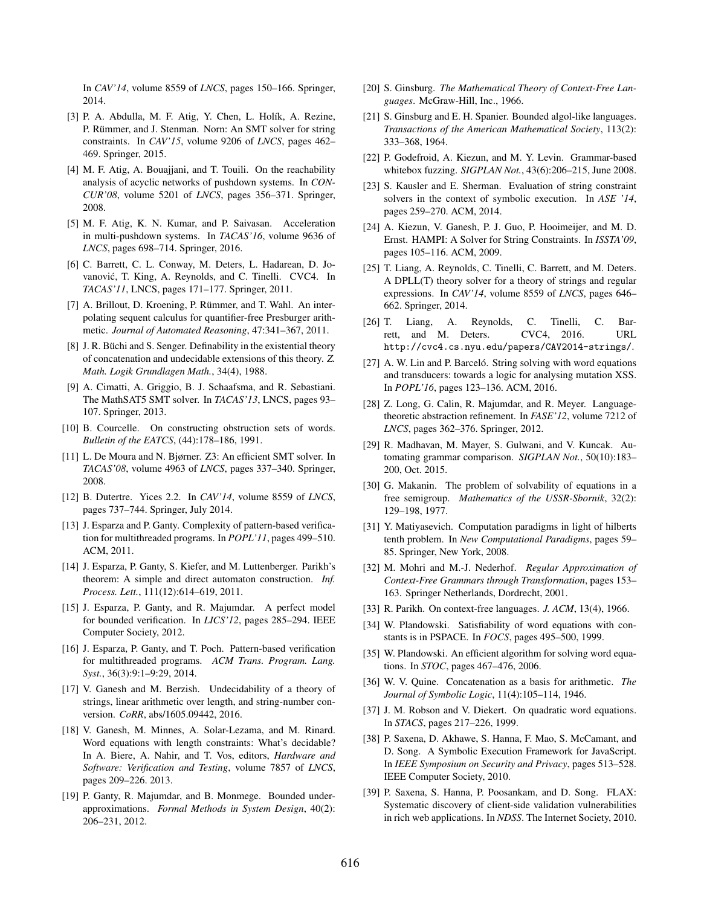In *CAV'14*, volume 8559 of *LNCS*, pages 150–166. Springer, 2014.

[3] P. A. Abdulla, M. F. Atig, Y. Chen, L. Holík, A. Rezine, P. Rümmer, and J. Stenman. Norn: An SMT solver for string constraints. In *CAV'15*, volume 9206 of *LNCS*, pages 462–469. Springer, 2015.

[4] M. F. Atig, A. Bouajjani, and T. Touili. On the reachability analysis of acyclic networks of pushdown systems. In *CONCUR'08*, volume 5201 of *LNCS*, pages 356–371. Springer, 2008.

[5] M. F. Atig, K. N. Kumar, and P. Saivasan. Acceleration in multi-pushdown systems. In *TACAS'16*, volume 9636 of *LNCS*, pages 698–714. Springer, 2016.

[6] C. Barrett, C. L. Conway, M. Deters, L. Hadarean, D. Jovanović, T. King, A. Reynolds, and C. Tinelli. CVC4. In *TACAS'11*, LNCS, pages 171–177. Springer, 2011.

[7] A. Brillout, D. Kroening, P. Rümmer, and T. Wahl. An interpolating sequent calculus for quantifier-free Presburger arithmetic. *Journal of Automated Reasoning*, 47:341–367, 2011.

[8] J. R. Büchi and S. Senger. Definability in the existential theory of concatenation and undecidable extensions of this theory. *Z. Math. Logik Grundlagen Math.*, 34(4), 1988.

[9] A. Cimatti, A. Griggio, B. J. Schaafsma, and R. Sebastiani. The MathSAT5 SMT solver. In *TACAS'13*, LNCS, pages 93–107. Springer, 2013.

[10] B. Courcelle. On constructing obstruction sets of words. *Bulletin of the EATCS*, (44):178–186, 1991.

[11] L. De Moura and N. Bjørner. Z3: An efficient SMT solver. In *TACAS'08*, volume 4963 of *LNCS*, pages 337–340. Springer, 2008.

[12] B. Dutertre. Yices 2.2. In *CAV'14*, volume 8559 of *LNCS*, pages 737–744. Springer, July 2014.

[13] J. Esparza and P. Ganty. Complexity of pattern-based verification for multithreaded programs. In *POPL'11*, pages 499–510. ACM, 2011.

[14] J. Esparza, P. Ganty, S. Kiefer, and M. Luttenberger. Parikh's theorem: A simple and direct automaton construction. *Inf. Process. Lett.*, 111(12):614–619, 2011.

[15] J. Esparza, P. Ganty, and R. Majumdar. A perfect model for bounded verification. In *LICS'12*, pages 285–294. IEEE Computer Society, 2012.

[16] J. Esparza, P. Ganty, and T. Poch. Pattern-based verification for multithreaded programs. *ACM Trans. Program. Lang. Syst.*, 36(3):9:1–9:29, 2014.

[17] V. Ganesh and M. Berzish. Undecidability of a theory of strings, linear arithmetic over length, and string-number conversion. *CoRR*, abs/1605.09442, 2016.

[18] V. Ganesh, M. Minnes, A. Solar-Lezama, and M. Rinard. Word equations with length constraints: What's decidable? In A. Biere, A. Nahir, and T. Vos, editors, *Hardware and Software: Verification and Testing*, volume 7857 of *LNCS*, pages 209–226. 2013.

[19] P. Ganty, R. Majumdar, and B. Monmege. Bounded underapproximations. *Formal Methods in System Design*, 40(2): 206–231, 2012.

[20] S. Ginsburg. *The Mathematical Theory of Context-Free Languages*. McGraw-Hill, Inc., 1966.

[21] S. Ginsburg and E. H. Spanier. Bounded algol-like languages. *Transactions of the American Mathematical Society*, 113(2): 333–368, 1964.

[22] P. Godefroid, A. Kiezun, and M. Y. Levin. Grammar-based whitebox fuzzing. *SIGPLAN Not.*, 43(6):206–215, June 2008.

[23] S. Kausler and E. Sherman. Evaluation of string constraint solvers in the context of symbolic execution. In *ASE '14*, pages 259–270. ACM, 2014.

[24] A. Kiezun, V. Ganesh, P. J. Guo, P. Hooimeijer, and M. D. Ernst. HAMPI: A Solver for String Constraints. In *ISSTA'09*, pages 105–116. ACM, 2009.

[25] T. Liang, A. Reynolds, C. Tinelli, C. Barrett, and M. Deters. A DPLL(T) theory solver for a theory of strings and regular expressions. In *CAV'14*, volume 8559 of *LNCS*, pages 646–662. Springer, 2014.

[26] T. Liang, A. Reynolds, C. Tinelli, C. Barrett, and M. Deters. CVC4, 2016. URL `http://cvc4.cs.nyu.edu/papers/CAV2014-strings/`.

[27] A. W. Lin and P. Barceló. String solving with word equations and transducers: towards a logic for analysing mutation XSS. In *POPL'16*, pages 123–136. ACM, 2016.

[28] Z. Long, G. Calin, R. Majumdar, and R. Meyer. Language-theoretic abstraction refinement. In *FASE'12*, volume 7212 of *LNCS*, pages 362–376. Springer, 2012.

[29] R. Madhavan, M. Mayer, S. Gulwani, and V. Kuncak. Automating grammar comparison. *SIGPLAN Not.*, 50(10):183–200, Oct. 2015.

[30] G. Makanin. The problem of solvability of equations in a free semigroup. *Mathematics of the USSR-Sbornik*, 32(2): 129–198, 1977.

[31] Y. Matiyasevich. Computation paradigms in light of hilberts tenth problem. In *New Computational Paradigms*, pages 59–85. Springer, New York, 2008.

[32] M. Mohri and M.-J. Nederhof. *Regular Approximation of Context-Free Grammars through Transformation*, pages 153–163. Springer Netherlands, Dordrecht, 2001.

[33] R. Parikh. On context-free languages. *J. ACM*, 13(4), 1966.

[34] W. Plandowski. Satisfiability of word equations with constants is in PSPACE. In *FOCS*, pages 495–500, 1999.

[35] W. Plandowski. An efficient algorithm for solving word equations. In *STOC*, pages 467–476, 2006.

[36] W. V. Quine. Concatenation as a basis for arithmetic. *The Journal of Symbolic Logic*, 11(4):105–114, 1946.

[37] J. M. Robson and V. Diekert. On quadratic word equations. In *STACS*, pages 217–226, 1999.

[38] P. Saxena, D. Akhawe, S. Hanna, F. Mao, S. McCamant, and D. Song. A Symbolic Execution Framework for JavaScript. In *IEEE Symposium on Security and Privacy*, pages 513–528. IEEE Computer Society, 2010.

[39] P. Saxena, S. Hanna, P. Poosankam, and D. Song. FLAX: Systematic discovery of client-side validation vulnerabilities in rich web applications. In *NDSS*. The Internet Society, 2010.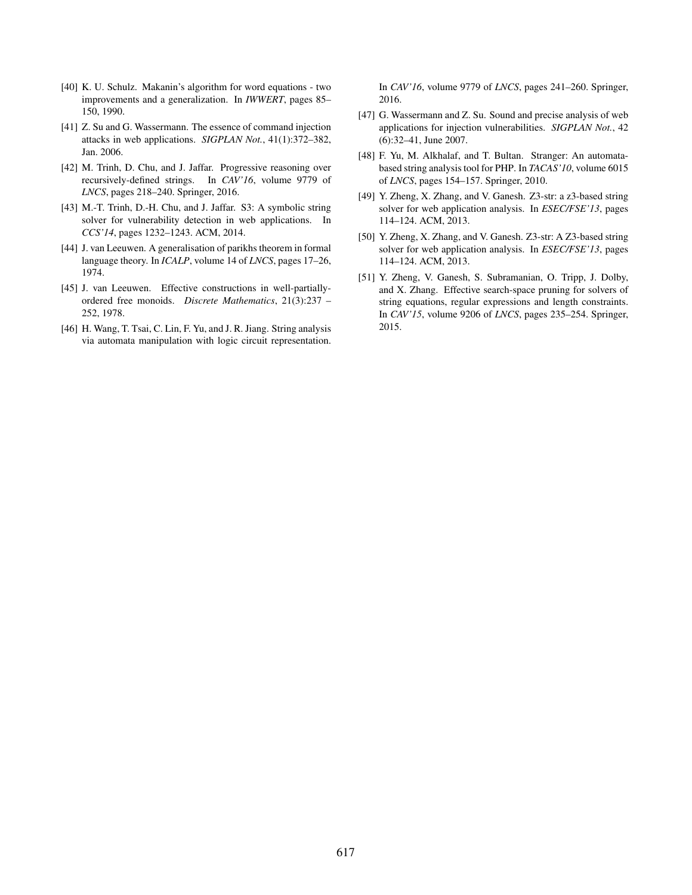- [40] K. U. Schulz. Makanin's algorithm for word equations - two improvements and a generalization. In *IWWERT*, pages 85–150, 1990.
- [41] Z. Su and G. Wassermann. The essence of command injection attacks in web applications. *SIGPLAN Not.*, 41(1):372–382, Jan. 2006.
- [42] M. Trinh, D. Chu, and J. Jaffar. Progressive reasoning over recursively-defined strings. In *CAV'16*, volume 9779 of *LNCS*, pages 218–240. Springer, 2016.
- [43] M.-T. Trinh, D.-H. Chu, and J. Jaffar. S3: A symbolic string solver for vulnerability detection in web applications. In *CCS'14*, pages 1232–1243. ACM, 2014.
- [44] J. van Leeuwen. A generalisation of parikhs theorem in formal language theory. In *ICALP*, volume 14 of *LNCS*, pages 17–26, 1974.
- [45] J. van Leeuwen. Effective constructions in well-partially-ordered free monoids. *Discrete Mathematics*, 21(3):237 – 252, 1978.
- [46] H. Wang, T. Tsai, C. Lin, F. Yu, and J. R. Jiang. String analysis via automata manipulation with logic circuit representation. In *CAV'16*, volume 9779 of *LNCS*, pages 241–260. Springer, 2016.
- [47] G. Wassermann and Z. Su. Sound and precise analysis of web applications for injection vulnerabilities. *SIGPLAN Not.*, 42 (6):32–41, June 2007.
- [48] F. Yu, M. Alkhalaf, and T. Bultan. Stranger: An automata-based string analysis tool for PHP. In *TACAS'10*, volume 6015 of *LNCS*, pages 154–157. Springer, 2010.
- [49] Y. Zheng, X. Zhang, and V. Ganesh. Z3-str: a z3-based string solver for web application analysis. In *ESEC/FSE'13*, pages 114–124. ACM, 2013.
- [50] Y. Zheng, X. Zhang, and V. Ganesh. Z3-str: A Z3-based string solver for web application analysis. In *ESEC/FSE'13*, pages 114–124. ACM, 2013.
- [51] Y. Zheng, V. Ganesh, S. Subramanian, O. Tripp, J. Dolby, and X. Zhang. Effective search-space pruning for solvers of string equations, regular expressions and length constraints. In *CAV'15*, volume 9206 of *LNCS*, pages 235–254. Springer, 2015.